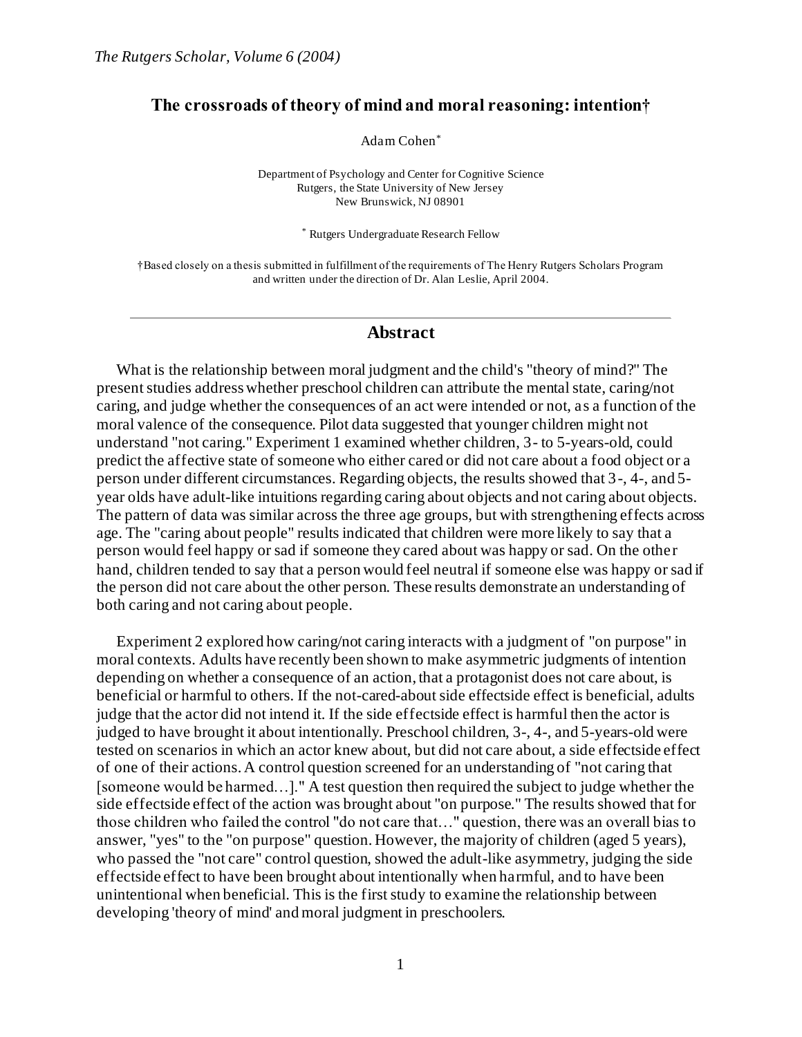# The crossroads of theory of mind and moral reasoning: intention†

Adam Cohen[*]

Department of Psychology and Center for Cognitive Science
Rutgers, the State University of New Jersey
New Brunswick, NJ 08901

[*] Rutgers Undergraduate Research Fellow

†Based closely on a thesis submitted in fulfillment of the requirements of The Henry Rutgers Scholars Program and written under the direction of Dr. Alan Leslie, April 2004.

---

## Abstract

What is the relationship between moral judgment and the child's "theory of mind?" The present studies address whether preschool children can attribute the mental state, caring/not caring, and judge whether the consequences of an act were intended or not, as a function of the moral valence of the consequence. Pilot data suggested that younger children might not understand "not caring." Experiment 1 examined whether children, 3- to 5-years-old, could predict the affective state of someone who either cared or did not care about a food object or a person under different circumstances. Regarding objects, the results showed that 3-, 4-, and 5-year olds have adult-like intuitions regarding caring about objects and not caring about objects. The pattern of data was similar across the three age groups, but with strengthening effects across age. The "caring about people" results indicated that children were more likely to say that a person would feel happy or sad if someone they cared about was happy or sad. On the other hand, children tended to say that a person would feel neutral if someone else was happy or sad if the person did not care about the other person. These results demonstrate an understanding of both caring and not caring about people.

Experiment 2 explored how caring/not caring interacts with a judgment of "on purpose" in moral contexts. Adults have recently been shown to make asymmetric judgments of intention depending on whether a consequence of an action, that a protagonist does not care about, is beneficial or harmful to others. If the not-cared-about side effectside effect is beneficial, adults judge that the actor did not intend it. If the side effectside effect is harmful then the actor is judged to have brought it about intentionally. Preschool children, 3-, 4-, and 5-years-old were tested on scenarios in which an actor knew about, but did not care about, a side effectside effect of one of their actions. A control question screened for an understanding of "not caring that [someone would be harmed…]." A test question then required the subject to judge whether the side effectside effect of the action was brought about "on purpose." The results showed that for those children who failed the control "do not care that…" question, there was an overall bias to answer, "yes" to the "on purpose" question. However, the majority of children (aged 5 years), who passed the "not care" control question, showed the adult-like asymmetry, judging the side effectside effect to have been brought about intentionally when harmful, and to have been unintentional when beneficial. This is the first study to examine the relationship between developing 'theory of mind' and moral judgment in preschoolers.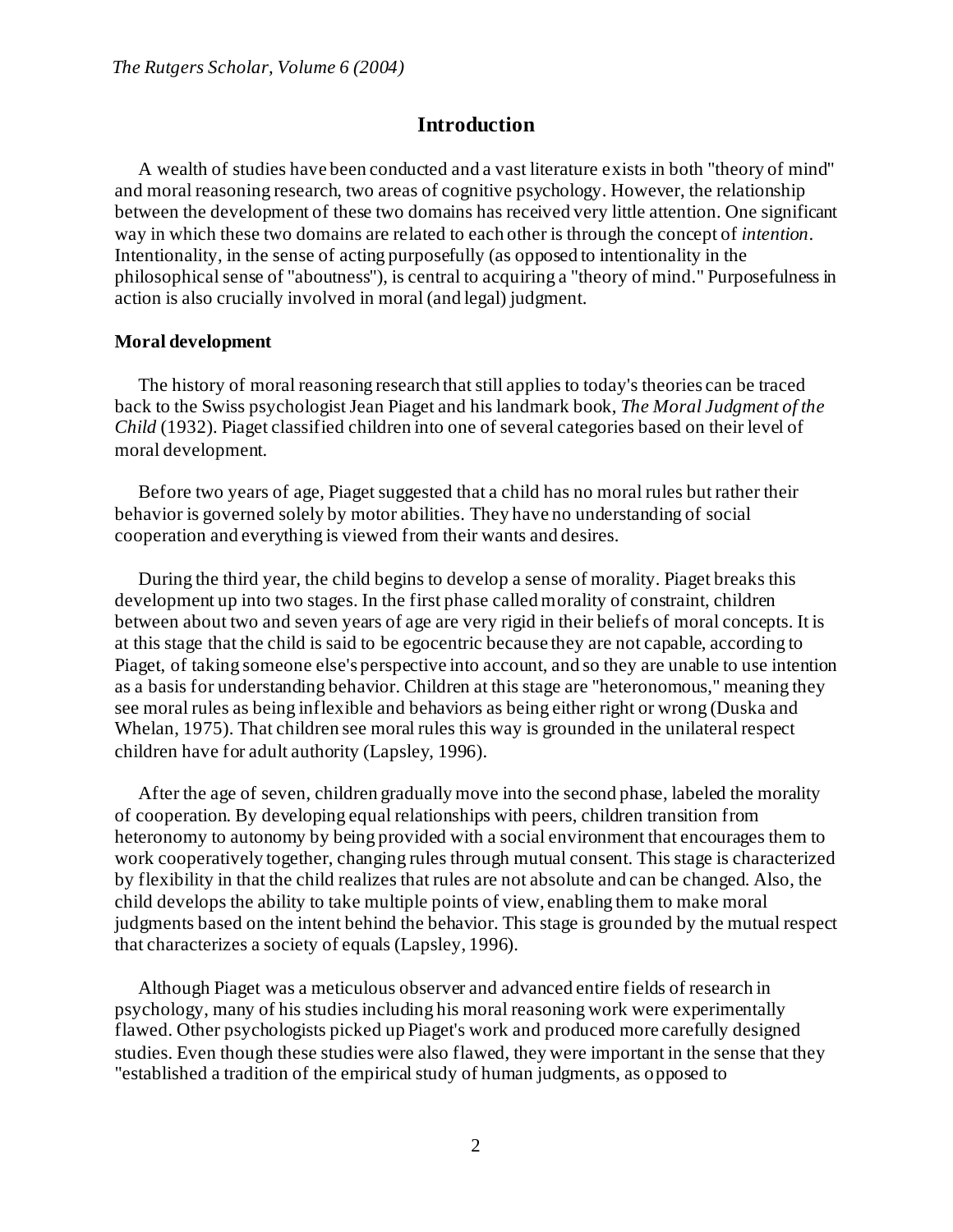## Introduction

A wealth of studies have been conducted and a vast literature exists in both "theory of mind" and moral reasoning research, two areas of cognitive psychology. However, the relationship between the development of these two domains has received very little attention. One significant way in which these two domains are related to each other is through the concept of *intention*. Intentionality, in the sense of acting purposefully (as opposed to intentionality in the philosophical sense of "aboutness"), is central to acquiring a "theory of mind." Purposefulness in action is also crucially involved in moral (and legal) judgment.

### Moral development

The history of moral reasoning research that still applies to today's theories can be traced back to the Swiss psychologist Jean Piaget and his landmark book, *The Moral Judgment of the Child* (1932). Piaget classified children into one of several categories based on their level of moral development.

Before two years of age, Piaget suggested that a child has no moral rules but rather their behavior is governed solely by motor abilities. They have no understanding of social cooperation and everything is viewed from their wants and desires.

During the third year, the child begins to develop a sense of morality. Piaget breaks this development up into two stages. In the first phase called morality of constraint, children between about two and seven years of age are very rigid in their beliefs of moral concepts. It is at this stage that the child is said to be egocentric because they are not capable, according to Piaget, of taking someone else's perspective into account, and so they are unable to use intention as a basis for understanding behavior. Children at this stage are "heteronomous," meaning they see moral rules as being inflexible and behaviors as being either right or wrong (Duska and Whelan, 1975). That children see moral rules this way is grounded in the unilateral respect children have for adult authority (Lapsley, 1996).

After the age of seven, children gradually move into the second phase, labeled the morality of cooperation. By developing equal relationships with peers, children transition from heteronomy to autonomy by being provided with a social environment that encourages them to work cooperatively together, changing rules through mutual consent. This stage is characterized by flexibility in that the child realizes that rules are not absolute and can be changed. Also, the child develops the ability to take multiple points of view, enabling them to make moral judgments based on the intent behind the behavior. This stage is grounded by the mutual respect that characterizes a society of equals (Lapsley, 1996).

Although Piaget was a meticulous observer and advanced entire fields of research in psychology, many of his studies including his moral reasoning work were experimentally flawed. Other psychologists picked up Piaget's work and produced more carefully designed studies. Even though these studies were also flawed, they were important in the sense that they "established a tradition of the empirical study of human judgments, as opposed to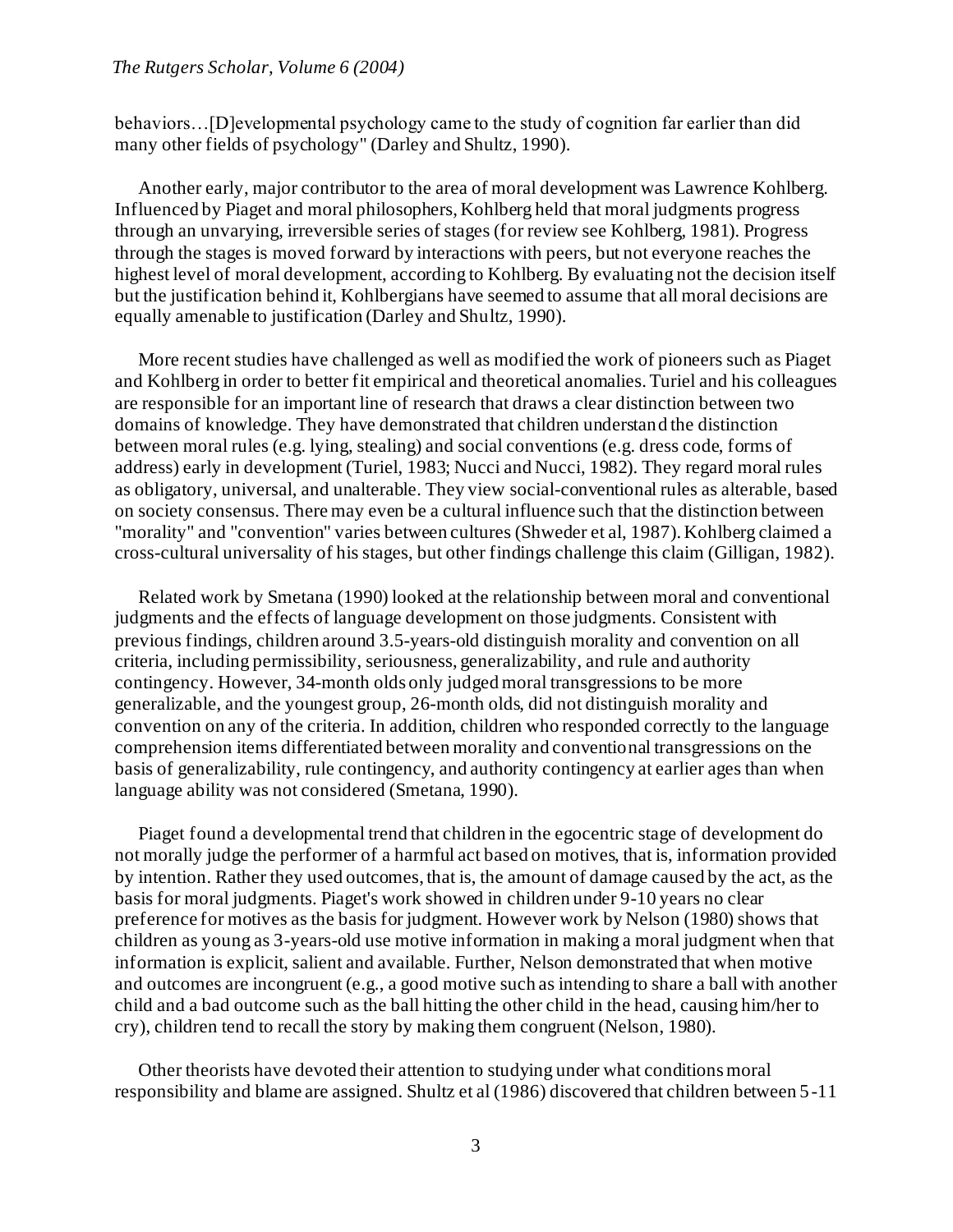behaviors…[D]evelopmental psychology came to the study of cognition far earlier than did many other fields of psychology" (Darley and Shultz, 1990).

Another early, major contributor to the area of moral development was Lawrence Kohlberg. Influenced by Piaget and moral philosophers, Kohlberg held that moral judgments progress through an unvarying, irreversible series of stages (for review see Kohlberg, 1981). Progress through the stages is moved forward by interactions with peers, but not everyone reaches the highest level of moral development, according to Kohlberg. By evaluating not the decision itself but the justification behind it, Kohlbergians have seemed to assume that all moral decisions are equally amenable to justification (Darley and Shultz, 1990).

More recent studies have challenged as well as modified the work of pioneers such as Piaget and Kohlberg in order to better fit empirical and theoretical anomalies. Turiel and his colleagues are responsible for an important line of research that draws a clear distinction between two domains of knowledge. They have demonstrated that children understand the distinction between moral rules (e.g. lying, stealing) and social conventions (e.g. dress code, forms of address) early in development (Turiel, 1983; Nucci and Nucci, 1982). They regard moral rules as obligatory, universal, and unalterable. They view social-conventional rules as alterable, based on society consensus. There may even be a cultural influence such that the distinction between "morality" and "convention" varies between cultures (Shweder et al, 1987). Kohlberg claimed a cross-cultural universality of his stages, but other findings challenge this claim (Gilligan, 1982).

Related work by Smetana (1990) looked at the relationship between moral and conventional judgments and the effects of language development on those judgments. Consistent with previous findings, children around 3.5-years-old distinguish morality and convention on all criteria, including permissibility, seriousness, generalizability, and rule and authority contingency. However, 34-month olds only judged moral transgressions to be more generalizable, and the youngest group, 26-month olds, did not distinguish morality and convention on any of the criteria. In addition, children who responded correctly to the language comprehension items differentiated between morality and conventional transgressions on the basis of generalizability, rule contingency, and authority contingency at earlier ages than when language ability was not considered (Smetana, 1990).

Piaget found a developmental trend that children in the egocentric stage of development do not morally judge the performer of a harmful act based on motives, that is, information provided by intention. Rather they used outcomes, that is, the amount of damage caused by the act, as the basis for moral judgments. Piaget's work showed in children under 9-10 years no clear preference for motives as the basis for judgment. However work by Nelson (1980) shows that children as young as 3-years-old use motive information in making a moral judgment when that information is explicit, salient and available. Further, Nelson demonstrated that when motive and outcomes are incongruent (e.g., a good motive such as intending to share a ball with another child and a bad outcome such as the ball hitting the other child in the head, causing him/her to cry), children tend to recall the story by making them congruent (Nelson, 1980).

Other theorists have devoted their attention to studying under what conditions moral responsibility and blame are assigned. Shultz et al (1986) discovered that children between 5-11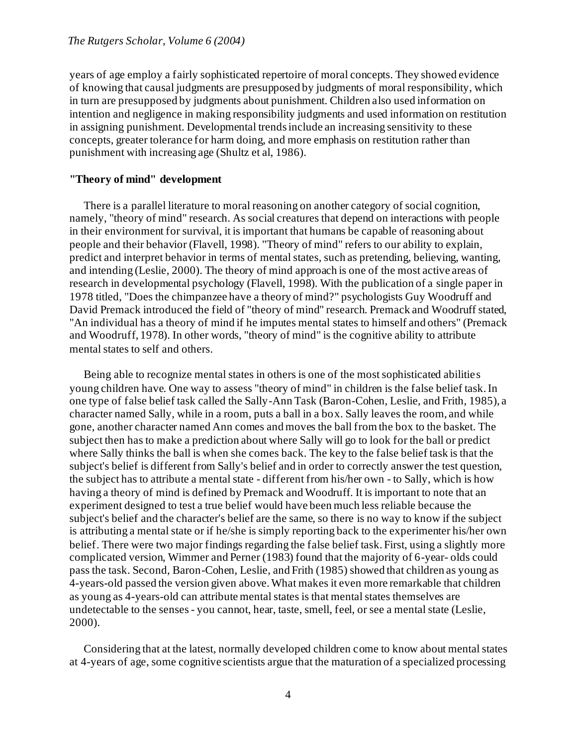years of age employ a fairly sophisticated repertoire of moral concepts. They showed evidence of knowing that causal judgments are presupposed by judgments of moral responsibility, which in turn are presupposed by judgments about punishment. Children also used information on intention and negligence in making responsibility judgments and used information on restitution in assigning punishment. Developmental trends include an increasing sensitivity to these concepts, greater tolerance for harm doing, and more emphasis on restitution rather than punishment with increasing age (Shultz et al, 1986).

**"Theory of mind" development**

There is a parallel literature to moral reasoning on another category of social cognition, namely, "theory of mind" research. As social creatures that depend on interactions with people in their environment for survival, it is important that humans be capable of reasoning about people and their behavior (Flavell, 1998). "Theory of mind" refers to our ability to explain, predict and interpret behavior in terms of mental states, such as pretending, believing, wanting, and intending (Leslie, 2000). The theory of mind approach is one of the most active areas of research in developmental psychology (Flavell, 1998). With the publication of a single paper in 1978 titled, "Does the chimpanzee have a theory of mind?" psychologists Guy Woodruff and David Premack introduced the field of "theory of mind" research. Premack and Woodruff stated, "An individual has a theory of mind if he imputes mental states to himself and others" (Premack and Woodruff, 1978). In other words, "theory of mind" is the cognitive ability to attribute mental states to self and others.

Being able to recognize mental states in others is one of the most sophisticated abilities young children have. One way to assess "theory of mind" in children is the false belief task. In one type of false belief task called the Sally-Ann Task (Baron-Cohen, Leslie, and Frith, 1985), a character named Sally, while in a room, puts a ball in a box. Sally leaves the room, and while gone, another character named Ann comes and moves the ball from the box to the basket. The subject then has to make a prediction about where Sally will go to look for the ball or predict where Sally thinks the ball is when she comes back. The key to the false belief task is that the subject's belief is different from Sally's belief and in order to correctly answer the test question, the subject has to attribute a mental state - different from his/her own - to Sally, which is how having a theory of mind is defined by Premack and Woodruff. It is important to note that an experiment designed to test a true belief would have been much less reliable because the subject's belief and the character's belief are the same, so there is no way to know if the subject is attributing a mental state or if he/she is simply reporting back to the experimenter his/her own belief. There were two major findings regarding the false belief task. First, using a slightly more complicated version, Wimmer and Perner (1983) found that the majority of 6-year- olds could pass the task. Second, Baron-Cohen, Leslie, and Frith (1985) showed that children as young as 4-years-old passed the version given above. What makes it even more remarkable that children as young as 4-years-old can attribute mental states is that mental states themselves are undetectable to the senses - you cannot, hear, taste, smell, feel, or see a mental state (Leslie, 2000).

Considering that at the latest, normally developed children come to know about mental states at 4-years of age, some cognitive scientists argue that the maturation of a specialized processing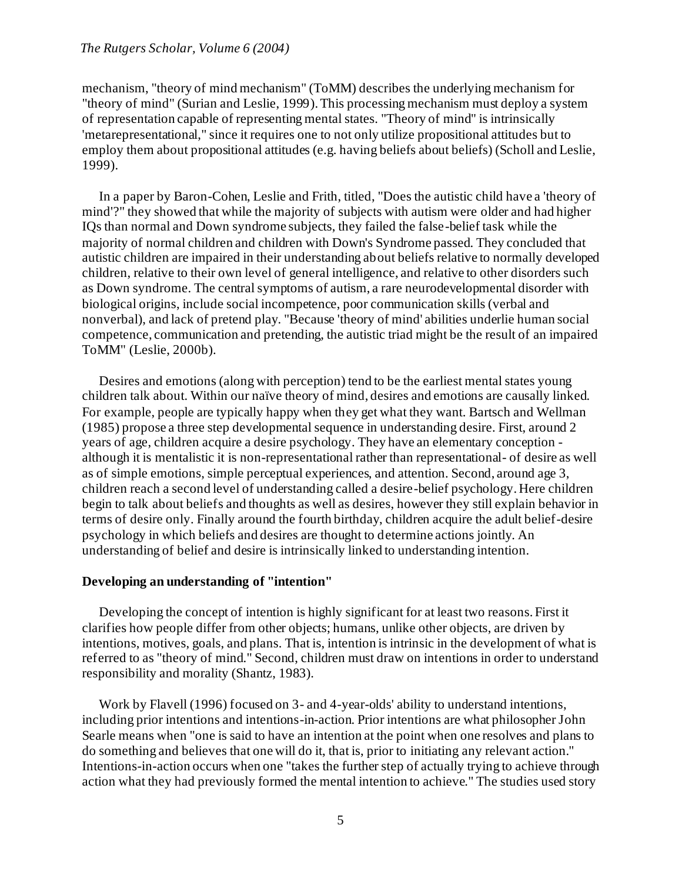mechanism, "theory of mind mechanism" (ToMM) describes the underlying mechanism for "theory of mind" (Surian and Leslie, 1999). This processing mechanism must deploy a system of representation capable of representing mental states. "Theory of mind" is intrinsically 'metarepresentational," since it requires one to not only utilize propositional attitudes but to employ them about propositional attitudes (e.g. having beliefs about beliefs) (Scholl and Leslie, 1999).

In a paper by Baron-Cohen, Leslie and Frith, titled, "Does the autistic child have a 'theory of mind'?" they showed that while the majority of subjects with autism were older and had higher IQs than normal and Down syndrome subjects, they failed the false-belief task while the majority of normal children and children with Down's Syndrome passed. They concluded that autistic children are impaired in their understanding about beliefs relative to normally developed children, relative to their own level of general intelligence, and relative to other disorders such as Down syndrome. The central symptoms of autism, a rare neurodevelopmental disorder with biological origins, include social incompetence, poor communication skills (verbal and nonverbal), and lack of pretend play. "Because 'theory of mind' abilities underlie human social competence, communication and pretending, the autistic triad might be the result of an impaired ToMM" (Leslie, 2000b).

Desires and emotions (along with perception) tend to be the earliest mental states young children talk about. Within our naïve theory of mind, desires and emotions are causally linked. For example, people are typically happy when they get what they want. Bartsch and Wellman (1985) propose a three step developmental sequence in understanding desire. First, around 2 years of age, children acquire a desire psychology. They have an elementary conception - although it is mentalistic it is non-representational rather than representational- of desire as well as of simple emotions, simple perceptual experiences, and attention. Second, around age 3, children reach a second level of understanding called a desire-belief psychology. Here children begin to talk about beliefs and thoughts as well as desires, however they still explain behavior in terms of desire only. Finally around the fourth birthday, children acquire the adult belief-desire psychology in which beliefs and desires are thought to determine actions jointly. An understanding of belief and desire is intrinsically linked to understanding intention.

**Developing an understanding of "intention"**

Developing the concept of intention is highly significant for at least two reasons. First it clarifies how people differ from other objects; humans, unlike other objects, are driven by intentions, motives, goals, and plans. That is, intention is intrinsic in the development of what is referred to as "theory of mind." Second, children must draw on intentions in order to understand responsibility and morality (Shantz, 1983).

Work by Flavell (1996) focused on 3- and 4-year-olds' ability to understand intentions, including prior intentions and intentions-in-action. Prior intentions are what philosopher John Searle means when "one is said to have an intention at the point when one resolves and plans to do something and believes that one will do it, that is, prior to initiating any relevant action." Intentions-in-action occurs when one "takes the further step of actually trying to achieve through action what they had previously formed the mental intention to achieve." The studies used story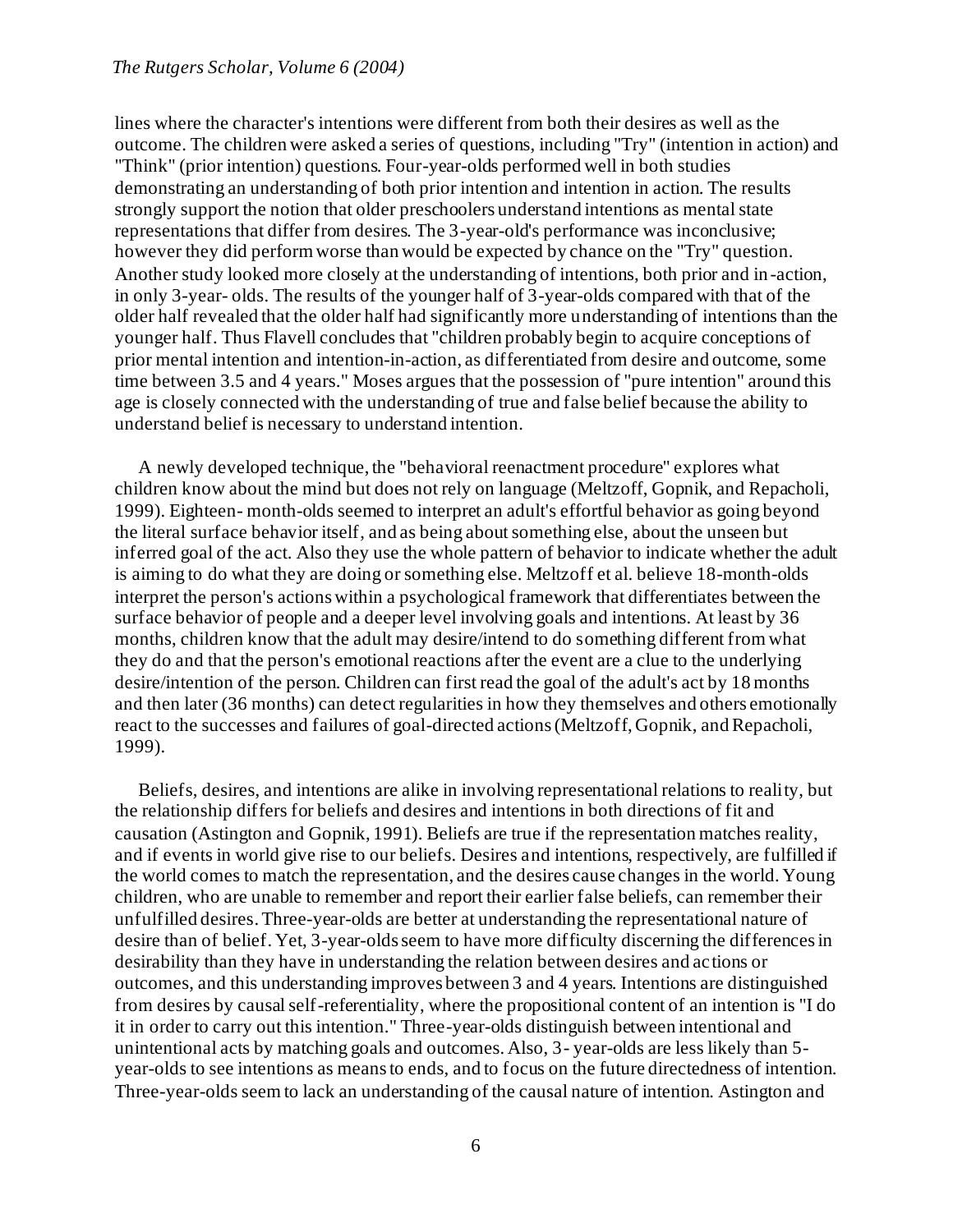lines where the character's intentions were different from both their desires as well as the outcome. The children were asked a series of questions, including "Try" (intention in action) and "Think" (prior intention) questions. Four-year-olds performed well in both studies demonstrating an understanding of both prior intention and intention in action. The results strongly support the notion that older preschoolers understand intentions as mental state representations that differ from desires. The 3-year-old's performance was inconclusive; however they did perform worse than would be expected by chance on the "Try" question. Another study looked more closely at the understanding of intentions, both prior and in-action, in only 3-year- olds. The results of the younger half of 3-year-olds compared with that of the older half revealed that the older half had significantly more understanding of intentions than the younger half. Thus Flavell concludes that "children probably begin to acquire conceptions of prior mental intention and intention-in-action, as differentiated from desire and outcome, some time between 3.5 and 4 years." Moses argues that the possession of "pure intention" around this age is closely connected with the understanding of true and false belief because the ability to understand belief is necessary to understand intention.

A newly developed technique, the "behavioral reenactment procedure" explores what children know about the mind but does not rely on language (Meltzoff, Gopnik, and Repacholi, 1999). Eighteen- month-olds seemed to interpret an adult's effortful behavior as going beyond the literal surface behavior itself, and as being about something else, about the unseen but inferred goal of the act. Also they use the whole pattern of behavior to indicate whether the adult is aiming to do what they are doing or something else. Meltzoff et al. believe 18-month-olds interpret the person's actions within a psychological framework that differentiates between the surface behavior of people and a deeper level involving goals and intentions. At least by 36 months, children know that the adult may desire/intend to do something different from what they do and that the person's emotional reactions after the event are a clue to the underlying desire/intention of the person. Children can first read the goal of the adult's act by 18 months and then later (36 months) can detect regularities in how they themselves and others emotionally react to the successes and failures of goal-directed actions (Meltzoff, Gopnik, and Repacholi, 1999).

Beliefs, desires, and intentions are alike in involving representational relations to reality, but the relationship differs for beliefs and desires and intentions in both directions of fit and causation (Astington and Gopnik, 1991). Beliefs are true if the representation matches reality, and if events in world give rise to our beliefs. Desires and intentions, respectively, are fulfilled if the world comes to match the representation, and the desires cause changes in the world. Young children, who are unable to remember and report their earlier false beliefs, can remember their unfulfilled desires. Three-year-olds are better at understanding the representational nature of desire than of belief. Yet, 3-year-olds seem to have more difficulty discerning the differences in desirability than they have in understanding the relation between desires and actions or outcomes, and this understanding improves between 3 and 4 years. Intentions are distinguished from desires by causal self-referentiality, where the propositional content of an intention is "I do it in order to carry out this intention." Three-year-olds distinguish between intentional and unintentional acts by matching goals and outcomes. Also, 3- year-olds are less likely than 5-year-olds to see intentions as means to ends, and to focus on the future directedness of intention. Three-year-olds seem to lack an understanding of the causal nature of intention. Astington and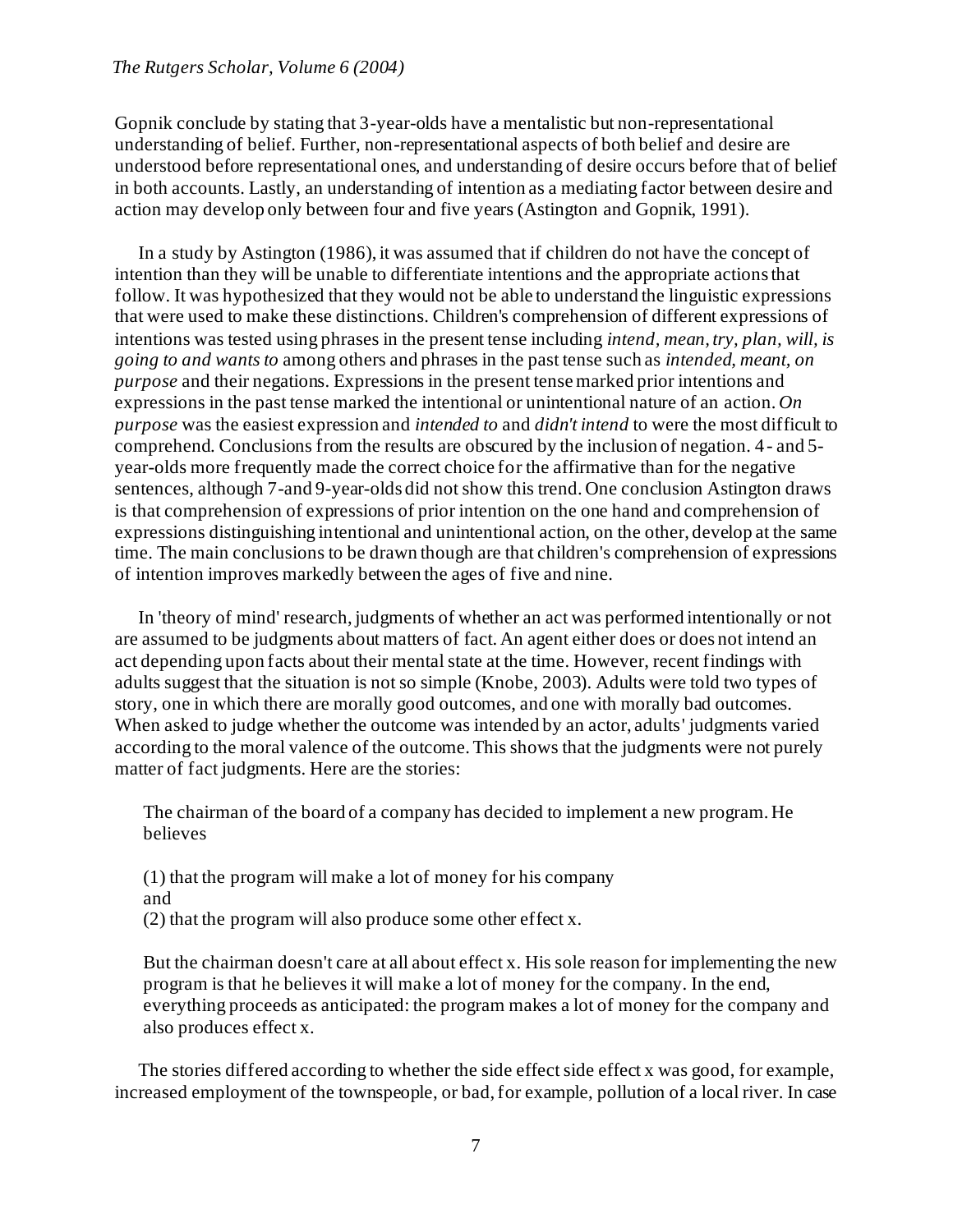Gopnik conclude by stating that 3-year-olds have a mentalistic but non-representational understanding of belief. Further, non-representational aspects of both belief and desire are understood before representational ones, and understanding of desire occurs before that of belief in both accounts. Lastly, an understanding of intention as a mediating factor between desire and action may develop only between four and five years (Astington and Gopnik, 1991).

In a study by Astington (1986), it was assumed that if children do not have the concept of intention than they will be unable to differentiate intentions and the appropriate actions that follow. It was hypothesized that they would not be able to understand the linguistic expressions that were used to make these distinctions. Children's comprehension of different expressions of intentions was tested using phrases in the present tense including *intend, mean, try, plan, will, is going to and wants to* among others and phrases in the past tense such as *intended, meant, on purpose* and their negations. Expressions in the present tense marked prior intentions and expressions in the past tense marked the intentional or unintentional nature of an action. *On purpose* was the easiest expression and *intended to* and *didn't intend* to were the most difficult to comprehend. Conclusions from the results are obscured by the inclusion of negation. 4- and 5-year-olds more frequently made the correct choice for the affirmative than for the negative sentences, although 7-and 9-year-olds did not show this trend. One conclusion Astington draws is that comprehension of expressions of prior intention on the one hand and comprehension of expressions distinguishing intentional and unintentional action, on the other, develop at the same time. The main conclusions to be drawn though are that children's comprehension of expressions of intention improves markedly between the ages of five and nine.

In 'theory of mind' research, judgments of whether an act was performed intentionally or not are assumed to be judgments about matters of fact. An agent either does or does not intend an act depending upon facts about their mental state at the time. However, recent findings with adults suggest that the situation is not so simple (Knobe, 2003). Adults were told two types of story, one in which there are morally good outcomes, and one with morally bad outcomes. When asked to judge whether the outcome was intended by an actor, adults' judgments varied according to the moral valence of the outcome. This shows that the judgments were not purely matter of fact judgments. Here are the stories:

> The chairman of the board of a company has decided to implement a new program. He believes
>
> (1) that the program will make a lot of money for his company
> and
> (2) that the program will also produce some other effect x.
>
> But the chairman doesn't care at all about effect x. His sole reason for implementing the new program is that he believes it will make a lot of money for the company. In the end, everything proceeds as anticipated: the program makes a lot of money for the company and also produces effect x.

The stories differed according to whether the side effect side effect x was good, for example, increased employment of the townspeople, or bad, for example, pollution of a local river. In case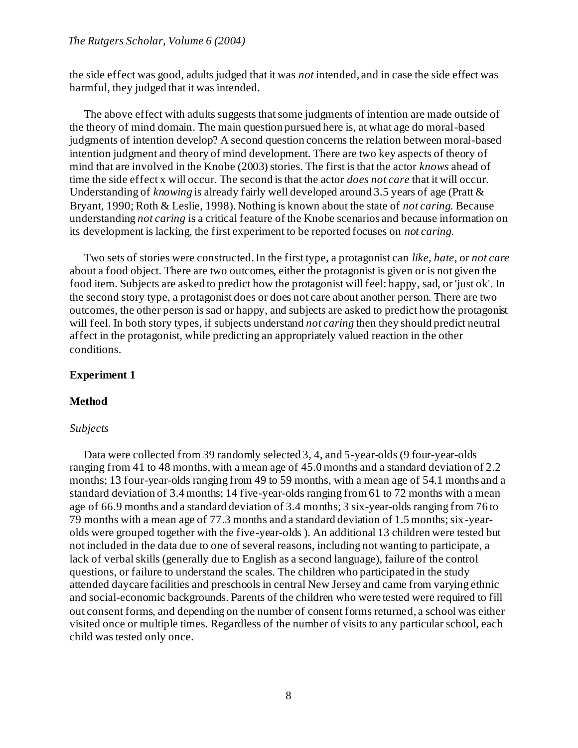the side effect was good, adults judged that it was *not* intended, and in case the side effect was harmful, they judged that it was intended.

The above effect with adults suggests that some judgments of intention are made outside of the theory of mind domain. The main question pursued here is, at what age do moral-based judgments of intention develop? A second question concerns the relation between moral-based intention judgment and theory of mind development. There are two key aspects of theory of mind that are involved in the Knobe (2003) stories. The first is that the actor *knows* ahead of time the side effect x will occur. The second is that the actor *does not care* that it will occur. Understanding of *knowing* is already fairly well developed around 3.5 years of age (Pratt & Bryant, 1990; Roth & Leslie, 1998). Nothing is known about the state of *not caring*. Because understanding *not caring* is a critical feature of the Knobe scenarios and because information on its development is lacking, the first experiment to be reported focuses on *not caring*.

Two sets of stories were constructed. In the first type, a protagonist can *like*, *hate*, or *not care* about a food object. There are two outcomes, either the protagonist is given or is not given the food item. Subjects are asked to predict how the protagonist will feel: happy, sad, or 'just ok'. In the second story type, a protagonist does or does not care about another person. There are two outcomes, the other person is sad or happy, and subjects are asked to predict how the protagonist will feel. In both story types, if subjects understand *not caring* then they should predict neutral affect in the protagonist, while predicting an appropriately valued reaction in the other conditions.

## Experiment 1

### Method

#### *Subjects*

Data were collected from 39 randomly selected 3, 4, and 5-year-olds (9 four-year-olds ranging from 41 to 48 months, with a mean age of 45.0 months and a standard deviation of 2.2 months; 13 four-year-olds ranging from 49 to 59 months, with a mean age of 54.1 months and a standard deviation of 3.4 months; 14 five-year-olds ranging from 61 to 72 months with a mean age of 66.9 months and a standard deviation of 3.4 months; 3 six-year-olds ranging from 76 to 79 months with a mean age of 77.3 months and a standard deviation of 1.5 months; six-year-olds were grouped together with the five-year-olds ). An additional 13 children were tested but not included in the data due to one of several reasons, including not wanting to participate, a lack of verbal skills (generally due to English as a second language), failure of the control questions, or failure to understand the scales. The children who participated in the study attended daycare facilities and preschools in central New Jersey and came from varying ethnic and social-economic backgrounds. Parents of the children who were tested were required to fill out consent forms, and depending on the number of consent forms returned, a school was either visited once or multiple times. Regardless of the number of visits to any particular school, each child was tested only once.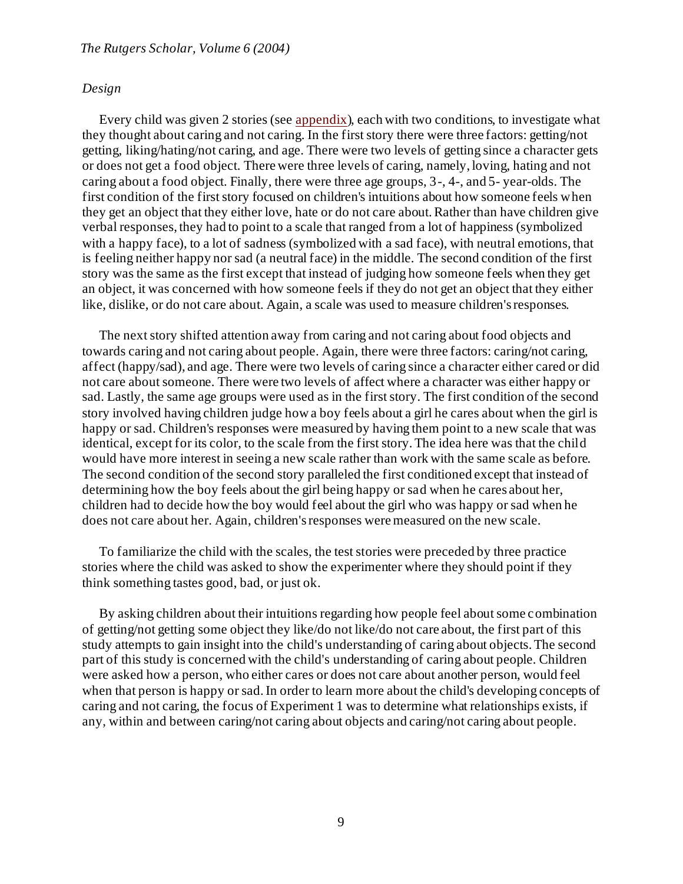*Design*

Every child was given 2 stories (see appendix), each with two conditions, to investigate what they thought about caring and not caring. In the first story there were three factors: getting/not getting, liking/hating/not caring, and age. There were two levels of getting since a character gets or does not get a food object. There were three levels of caring, namely, loving, hating and not caring about a food object. Finally, there were three age groups, 3-, 4-, and 5- year-olds. The first condition of the first story focused on children's intuitions about how someone feels when they get an object that they either love, hate or do not care about. Rather than have children give verbal responses, they had to point to a scale that ranged from a lot of happiness (symbolized with a happy face), to a lot of sadness (symbolized with a sad face), with neutral emotions, that is feeling neither happy nor sad (a neutral face) in the middle. The second condition of the first story was the same as the first except that instead of judging how someone feels when they get an object, it was concerned with how someone feels if they do not get an object that they either like, dislike, or do not care about. Again, a scale was used to measure children's responses.

The next story shifted attention away from caring and not caring about food objects and towards caring and not caring about people. Again, there were three factors: caring/not caring, affect (happy/sad), and age. There were two levels of caring since a character either cared or did not care about someone. There were two levels of affect where a character was either happy or sad. Lastly, the same age groups were used as in the first story. The first condition of the second story involved having children judge how a boy feels about a girl he cares about when the girl is happy or sad. Children's responses were measured by having them point to a new scale that was identical, except for its color, to the scale from the first story. The idea here was that the child would have more interest in seeing a new scale rather than work with the same scale as before. The second condition of the second story paralleled the first conditioned except that instead of determining how the boy feels about the girl being happy or sad when he cares about her, children had to decide how the boy would feel about the girl who was happy or sad when he does not care about her. Again, children's responses were measured on the new scale.

To familiarize the child with the scales, the test stories were preceded by three practice stories where the child was asked to show the experimenter where they should point if they think something tastes good, bad, or just ok.

By asking children about their intuitions regarding how people feel about some combination of getting/not getting some object they like/do not like/do not care about, the first part of this study attempts to gain insight into the child's understanding of caring about objects. The second part of this study is concerned with the child's understanding of caring about people. Children were asked how a person, who either cares or does not care about another person, would feel when that person is happy or sad. In order to learn more about the child's developing concepts of caring and not caring, the focus of Experiment 1 was to determine what relationships exists, if any, within and between caring/not caring about objects and caring/not caring about people.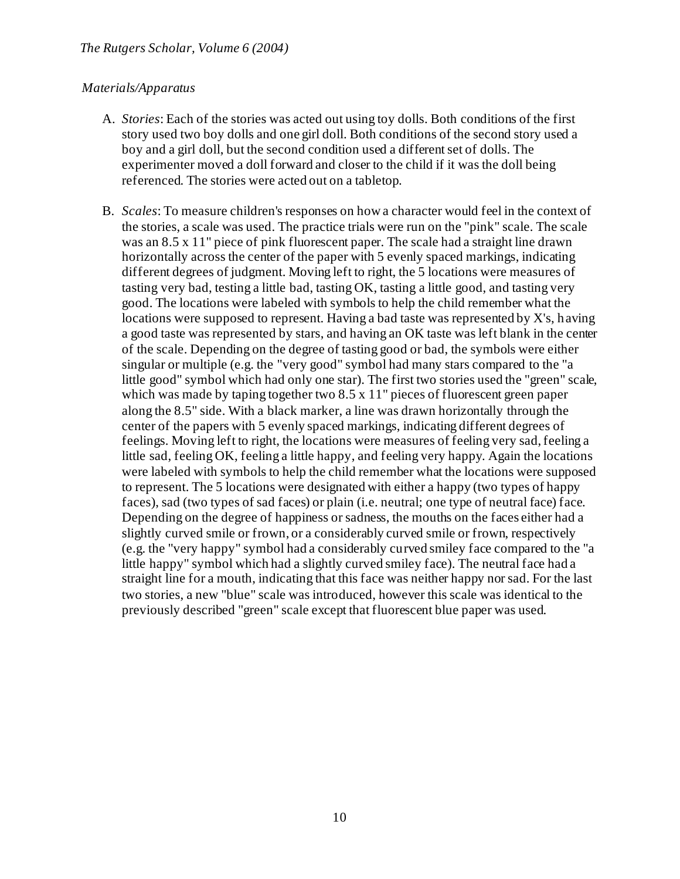*Materials/Apparatus*

A. *Stories*: Each of the stories was acted out using toy dolls. Both conditions of the first story used two boy dolls and one girl doll. Both conditions of the second story used a boy and a girl doll, but the second condition used a different set of dolls. The experimenter moved a doll forward and closer to the child if it was the doll being referenced. The stories were acted out on a tabletop.

B. *Scales*: To measure children's responses on how a character would feel in the context of the stories, a scale was used. The practice trials were run on the "pink" scale. The scale was an 8.5 x 11" piece of pink fluorescent paper. The scale had a straight line drawn horizontally across the center of the paper with 5 evenly spaced markings, indicating different degrees of judgment. Moving left to right, the 5 locations were measures of tasting very bad, testing a little bad, tasting OK, tasting a little good, and tasting very good. The locations were labeled with symbols to help the child remember what the locations were supposed to represent. Having a bad taste was represented by X's, having a good taste was represented by stars, and having an OK taste was left blank in the center of the scale. Depending on the degree of tasting good or bad, the symbols were either singular or multiple (e.g. the "very good" symbol had many stars compared to the "a little good" symbol which had only one star). The first two stories used the "green" scale, which was made by taping together two 8.5 x 11" pieces of fluorescent green paper along the 8.5" side. With a black marker, a line was drawn horizontally through the center of the papers with 5 evenly spaced markings, indicating different degrees of feelings. Moving left to right, the locations were measures of feeling very sad, feeling a little sad, feeling OK, feeling a little happy, and feeling very happy. Again the locations were labeled with symbols to help the child remember what the locations were supposed to represent. The 5 locations were designated with either a happy (two types of happy faces), sad (two types of sad faces) or plain (i.e. neutral; one type of neutral face) face. Depending on the degree of happiness or sadness, the mouths on the faces either had a slightly curved smile or frown, or a considerably curved smile or frown, respectively (e.g. the "very happy" symbol had a considerably curved smiley face compared to the "a little happy" symbol which had a slightly curved smiley face). The neutral face had a straight line for a mouth, indicating that this face was neither happy nor sad. For the last two stories, a new "blue" scale was introduced, however this scale was identical to the previously described "green" scale except that fluorescent blue paper was used.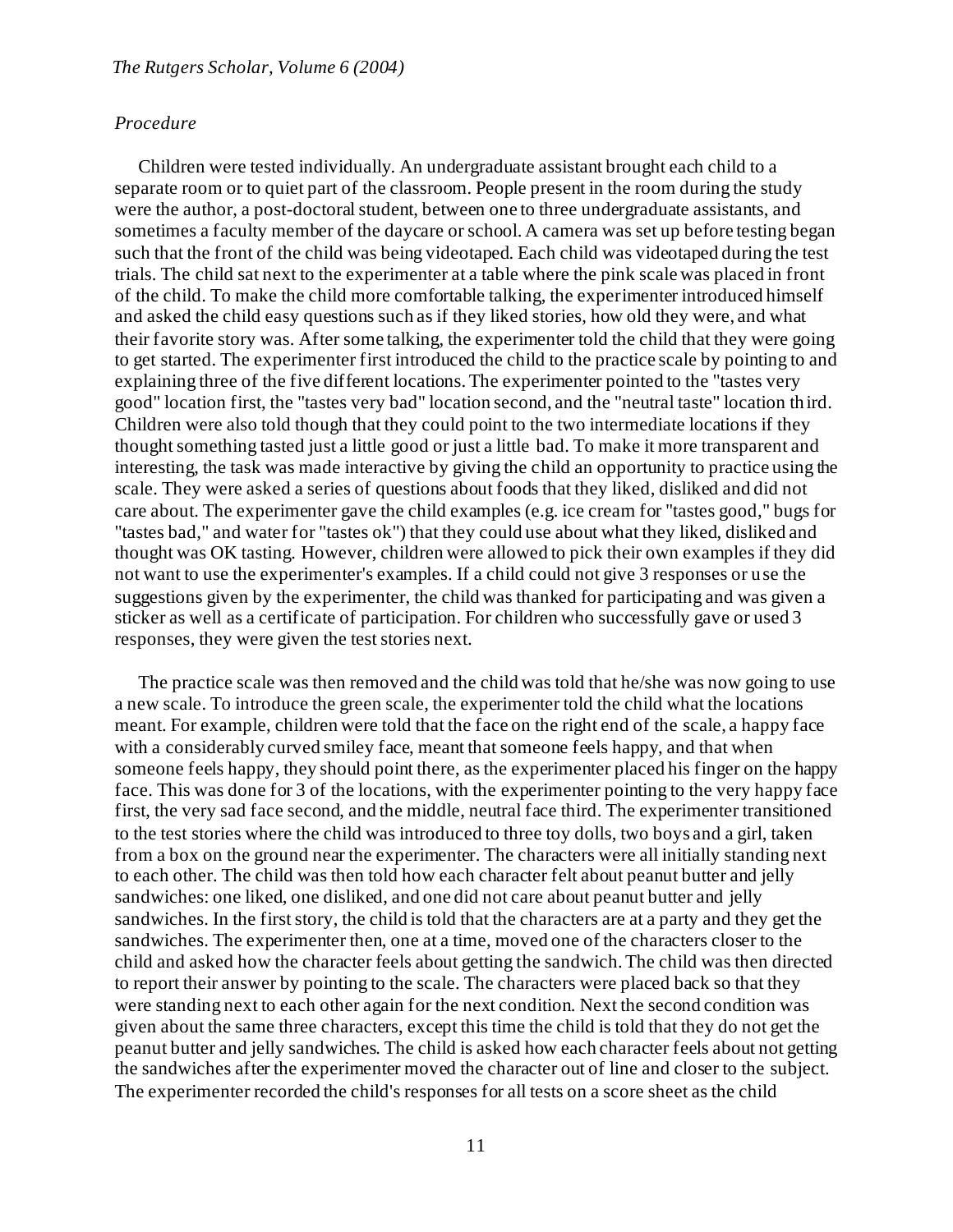*Procedure*

Children were tested individually. An undergraduate assistant brought each child to a separate room or to quiet part of the classroom. People present in the room during the study were the author, a post-doctoral student, between one to three undergraduate assistants, and sometimes a faculty member of the daycare or school. A camera was set up before testing began such that the front of the child was being videotaped. Each child was videotaped during the test trials. The child sat next to the experimenter at a table where the pink scale was placed in front of the child. To make the child more comfortable talking, the experimenter introduced himself and asked the child easy questions such as if they liked stories, how old they were, and what their favorite story was. After some talking, the experimenter told the child that they were going to get started. The experimenter first introduced the child to the practice scale by pointing to and explaining three of the five different locations. The experimenter pointed to the "tastes very good" location first, the "tastes very bad" location second, and the "neutral taste" location third. Children were also told though that they could point to the two intermediate locations if they thought something tasted just a little good or just a little bad. To make it more transparent and interesting, the task was made interactive by giving the child an opportunity to practice using the scale. They were asked a series of questions about foods that they liked, disliked and did not care about. The experimenter gave the child examples (e.g. ice cream for "tastes good," bugs for "tastes bad," and water for "tastes ok") that they could use about what they liked, disliked and thought was OK tasting. However, children were allowed to pick their own examples if they did not want to use the experimenter's examples. If a child could not give 3 responses or use the suggestions given by the experimenter, the child was thanked for participating and was given a sticker as well as a certificate of participation. For children who successfully gave or used 3 responses, they were given the test stories next.

The practice scale was then removed and the child was told that he/she was now going to use a new scale. To introduce the green scale, the experimenter told the child what the locations meant. For example, children were told that the face on the right end of the scale, a happy face with a considerably curved smiley face, meant that someone feels happy, and that when someone feels happy, they should point there, as the experimenter placed his finger on the happy face. This was done for 3 of the locations, with the experimenter pointing to the very happy face first, the very sad face second, and the middle, neutral face third. The experimenter transitioned to the test stories where the child was introduced to three toy dolls, two boys and a girl, taken from a box on the ground near the experimenter. The characters were all initially standing next to each other. The child was then told how each character felt about peanut butter and jelly sandwiches: one liked, one disliked, and one did not care about peanut butter and jelly sandwiches. In the first story, the child is told that the characters are at a party and they get the sandwiches. The experimenter then, one at a time, moved one of the characters closer to the child and asked how the character feels about getting the sandwich. The child was then directed to report their answer by pointing to the scale. The characters were placed back so that they were standing next to each other again for the next condition. Next the second condition was given about the same three characters, except this time the child is told that they do not get the peanut butter and jelly sandwiches. The child is asked how each character feels about not getting the sandwiches after the experimenter moved the character out of line and closer to the subject. The experimenter recorded the child's responses for all tests on a score sheet as the child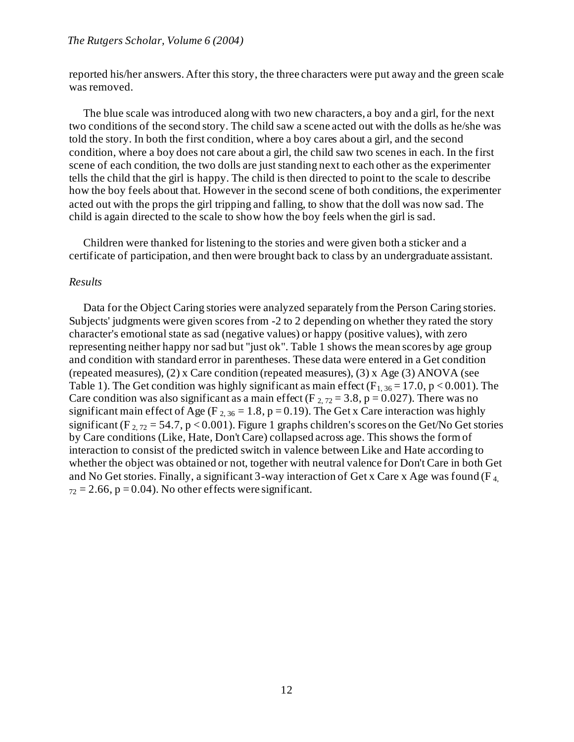reported his/her answers. After this story, the three characters were put away and the green scale was removed.

The blue scale was introduced along with two new characters, a boy and a girl, for the next two conditions of the second story. The child saw a scene acted out with the dolls as he/she was told the story. In both the first condition, where a boy cares about a girl, and the second condition, where a boy does not care about a girl, the child saw two scenes in each. In the first scene of each condition, the two dolls are just standing next to each other as the experimenter tells the child that the girl is happy. The child is then directed to point to the scale to describe how the boy feels about that. However in the second scene of both conditions, the experimenter acted out with the props the girl tripping and falling, to show that the doll was now sad. The child is again directed to the scale to show how the boy feels when the girl is sad.

Children were thanked for listening to the stories and were given both a sticker and a certificate of participation, and then were brought back to class by an undergraduate assistant.

*Results*

Data for the Object Caring stories were analyzed separately from the Person Caring stories. Subjects' judgments were given scores from -2 to 2 depending on whether they rated the story character's emotional state as sad (negative values) or happy (positive values), with zero representing neither happy nor sad but "just ok". Table 1 shows the mean scores by age group and condition with standard error in parentheses. These data were entered in a Get condition (repeated measures), (2) x Care condition (repeated measures), (3) x Age (3) ANOVA (see Table 1). The Get condition was highly significant as main effect ($F_{1, 36} = 17.0$, $p < 0.001$). The Care condition was also significant as a main effect ($F_{2, 72} = 3.8$, $p = 0.027$). There was no significant main effect of Age ($F_{2, 36} = 1.8$, $p = 0.19$). The Get x Care interaction was highly significant ($F_{2, 72} = 54.7$, $p < 0.001$). Figure 1 graphs children's scores on the Get/No Get stories by Care conditions (Like, Hate, Don't Care) collapsed across age. This shows the form of interaction to consist of the predicted switch in valence between Like and Hate according to whether the object was obtained or not, together with neutral valence for Don't Care in both Get and No Get stories. Finally, a significant 3-way interaction of Get x Care x Age was found ($F_{4, 72} = 2.66$, $p = 0.04$). No other effects were significant.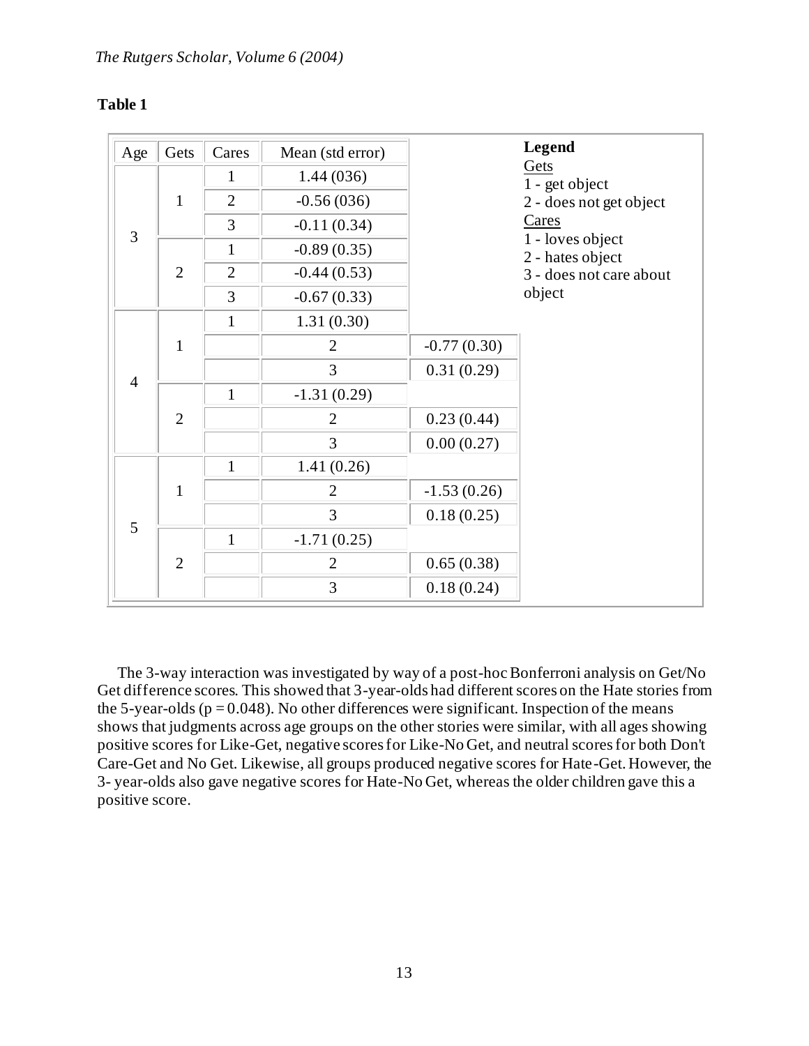**Table 1**

| Age | Gets | Cares | Mean (std error) | |
|---|---|---|---|---|
| 3 | 1 | 1 | 1.44 (036) | |
| | | 2 | -0.56 (036) | |
| | | 3 | -0.11 (0.34) | |
| | 2 | 1 | -0.89 (0.35) | |
| | | 2 | -0.44 (0.53) | |
| | | 3 | -0.67 (0.33) | |
| 4 | 1 | 1 | 1.31 (0.30) | |
| | | | 2 | -0.77 (0.30) |
| | | | 3 | 0.31 (0.29) |
| | 2 | 1 | -1.31 (0.29) | |
| | | | 2 | 0.23 (0.44) |
| | | | 3 | 0.00 (0.27) |
| 5 | 1 | 1 | 1.41 (0.26) | |
| | | | 2 | -1.53 (0.26) |
| | | | 3 | 0.18 (0.25) |
| | 2 | 1 | -1.71 (0.25) | |
| | | | 2 | 0.65 (0.38) |
| | | | 3 | 0.18 (0.24) |

**Legend**
Gets
1 - get object
2 - does not get object
Cares
1 - loves object
2 - hates object
3 - does not care about object

The 3-way interaction was investigated by way of a post-hoc Bonferroni analysis on Get/No Get difference scores. This showed that 3-year-olds had different scores on the Hate stories from the 5-year-olds ($p = 0.048$). No other differences were significant. Inspection of the means shows that judgments across age groups on the other stories were similar, with all ages showing positive scores for Like-Get, negative scores for Like-No Get, and neutral scores for both Don't Care-Get and No Get. Likewise, all groups produced negative scores for Hate-Get. However, the 3- year-olds also gave negative scores for Hate-No Get, whereas the older children gave this a positive score.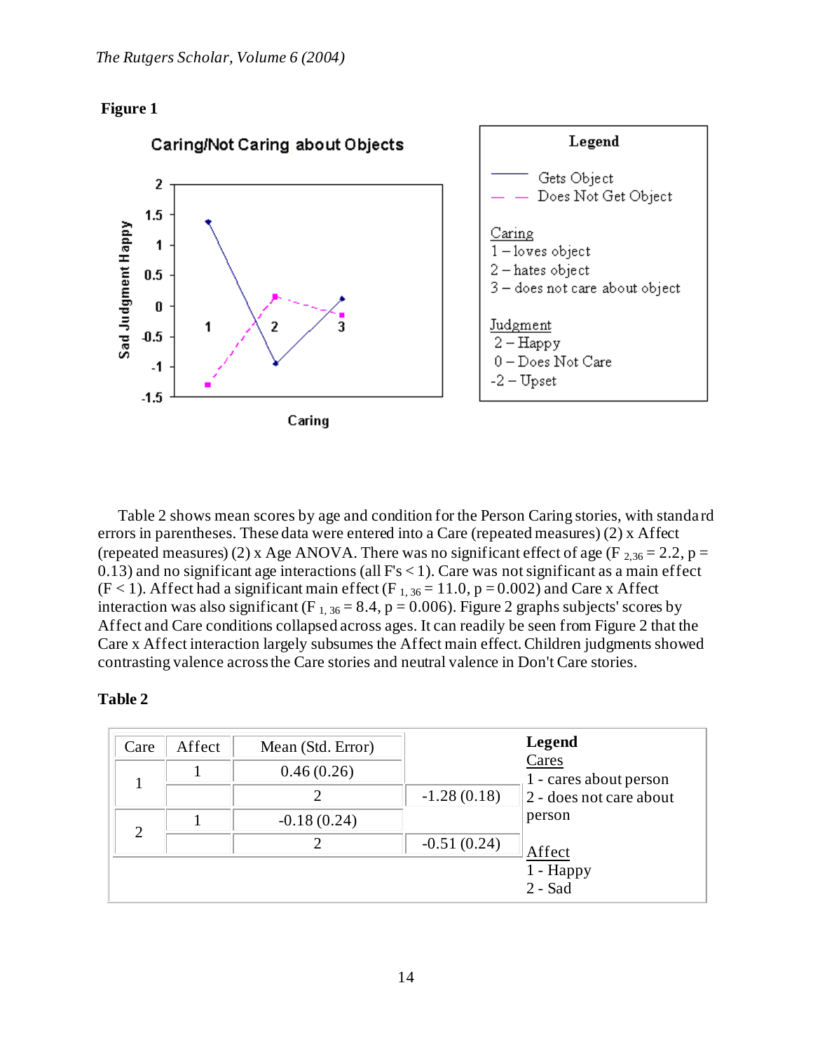**Figure 1**

**Caring/Not Caring about Objects**

| Legend | |
|---|---|
| Gets Object | (solid line) |
| Does Not Get Object | (dashed line) |

Caring
1 – loves object
2 – hates object
3 – does not care about object

Judgment
2 – Happy
0 – Does Not Care
-2 – Upset

Table 2 shows mean scores by age and condition for the Person Caring stories, with standard errors in parentheses. These data were entered into a Care (repeated measures) (2) x Affect (repeated measures) (2) x Age ANOVA. There was no significant effect of age ($F_{2,36} = 2.2$, $p = 0.13$) and no significant age interactions (all F's < 1). Care was not significant as a main effect ($F < 1$). Affect had a significant main effect ($F_{1,36} = 11.0$, $p = 0.002$) and Care x Affect interaction was also significant ($F_{1,36} = 8.4$, $p = 0.006$). Figure 2 graphs subjects' scores by Affect and Care conditions collapsed across ages. It can readily be seen from Figure 2 that the Care x Affect interaction largely subsumes the Affect main effect. Children judgments showed contrasting valence across the Care stories and neutral valence in Don't Care stories.

**Table 2**

| Care | Affect | Mean (Std. Error) | |
|---|---|---|---|
| 1 | 1 | 0.46 (0.26) | |
| | | 2 | -1.28 (0.18) |
| 2 | 1 | -0.18 (0.24) | |
| | | 2 | -0.51 (0.24) |

**Legend**
Cares
1 - cares about person
2 - does not care about person

Affect
1 - Happy
2 - Sad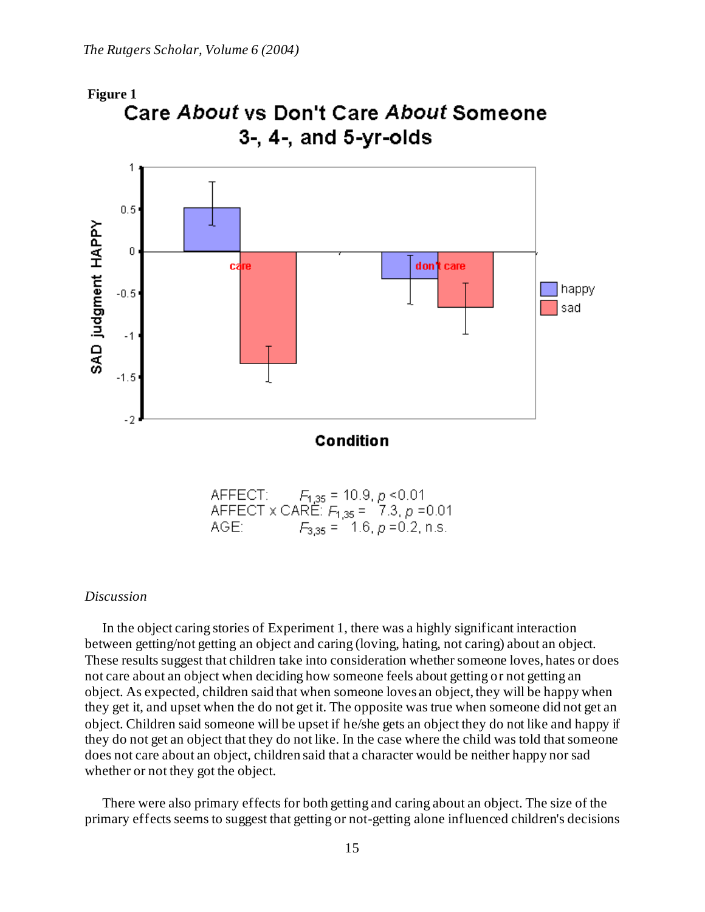**Figure 1**

AFFECT: $F_{1,35}$ = 10.9, $p$ <0.01
AFFECT x CARE: $F_{1,35}$ = 7.3, $p$ =0.01
AGE: $F_{3,35}$ = 1.6, $p$ =0.2, n.s.

*Discussion*

In the object caring stories of Experiment 1, there was a highly significant interaction between getting/not getting an object and caring (loving, hating, not caring) about an object. These results suggest that children take into consideration whether someone loves, hates or does not care about an object when deciding how someone feels about getting or not getting an object. As expected, children said that when someone loves an object, they will be happy when they get it, and upset when the do not get it. The opposite was true when someone did not get an object. Children said someone will be upset if he/she gets an object they do not like and happy if they do not get an object that they do not like. In the case where the child was told that someone does not care about an object, children said that a character would be neither happy nor sad whether or not they got the object.

There were also primary effects for both getting and caring about an object. The size of the primary effects seems to suggest that getting or not-getting alone influenced children's decisions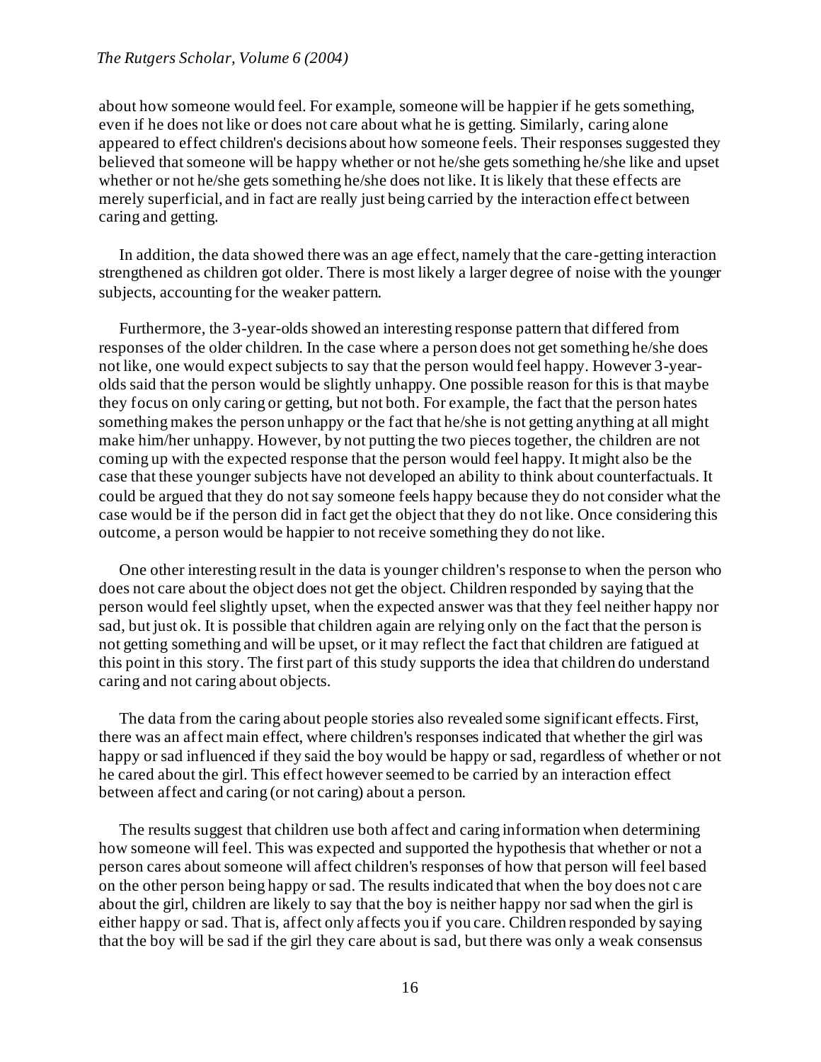about how someone would feel. For example, someone will be happier if he gets something, even if he does not like or does not care about what he is getting. Similarly, caring alone appeared to effect children's decisions about how someone feels. Their responses suggested they believed that someone will be happy whether or not he/she gets something he/she like and upset whether or not he/she gets something he/she does not like. It is likely that these effects are merely superficial, and in fact are really just being carried by the interaction effect between caring and getting.

In addition, the data showed there was an age effect, namely that the care-getting interaction strengthened as children got older. There is most likely a larger degree of noise with the younger subjects, accounting for the weaker pattern.

Furthermore, the 3-year-olds showed an interesting response pattern that differed from responses of the older children. In the case where a person does not get something he/she does not like, one would expect subjects to say that the person would feel happy. However 3-year-olds said that the person would be slightly unhappy. One possible reason for this is that maybe they focus on only caring or getting, but not both. For example, the fact that the person hates something makes the person unhappy or the fact that he/she is not getting anything at all might make him/her unhappy. However, by not putting the two pieces together, the children are not coming up with the expected response that the person would feel happy. It might also be the case that these younger subjects have not developed an ability to think about counterfactuals. It could be argued that they do not say someone feels happy because they do not consider what the case would be if the person did in fact get the object that they do not like. Once considering this outcome, a person would be happier to not receive something they do not like.

One other interesting result in the data is younger children's response to when the person who does not care about the object does not get the object. Children responded by saying that the person would feel slightly upset, when the expected answer was that they feel neither happy nor sad, but just ok. It is possible that children again are relying only on the fact that the person is not getting something and will be upset, or it may reflect the fact that children are fatigued at this point in this story. The first part of this study supports the idea that children do understand caring and not caring about objects.

The data from the caring about people stories also revealed some significant effects. First, there was an affect main effect, where children's responses indicated that whether the girl was happy or sad influenced if they said the boy would be happy or sad, regardless of whether or not he cared about the girl. This effect however seemed to be carried by an interaction effect between affect and caring (or not caring) about a person.

The results suggest that children use both affect and caring information when determining how someone will feel. This was expected and supported the hypothesis that whether or not a person cares about someone will affect children's responses of how that person will feel based on the other person being happy or sad. The results indicated that when the boy does not care about the girl, children are likely to say that the boy is neither happy nor sad when the girl is either happy or sad. That is, affect only affects you if you care. Children responded by saying that the boy will be sad if the girl they care about is sad, but there was only a weak consensus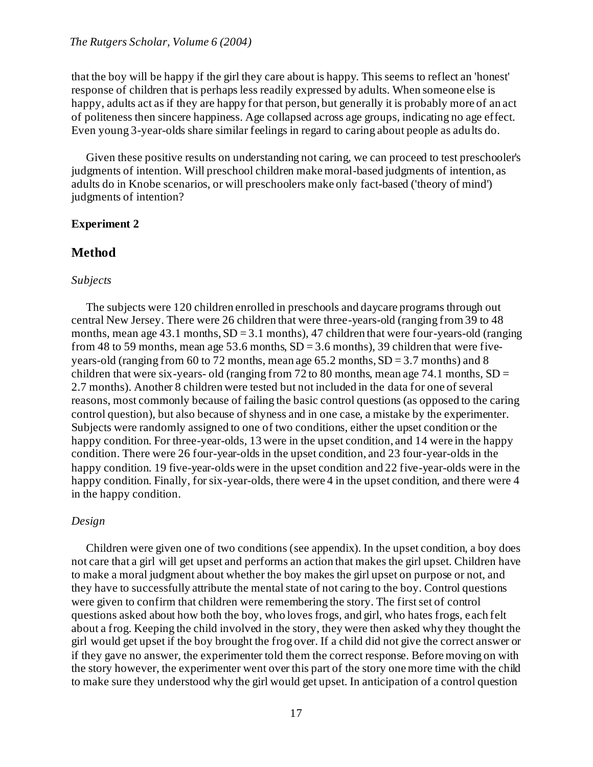that the boy will be happy if the girl they care about is happy. This seems to reflect an 'honest' response of children that is perhaps less readily expressed by adults. When someone else is happy, adults act as if they are happy for that person, but generally it is probably more of an act of politeness then sincere happiness. Age collapsed across age groups, indicating no age effect. Even young 3-year-olds share similar feelings in regard to caring about people as adults do.

Given these positive results on understanding not caring, we can proceed to test preschooler's judgments of intention. Will preschool children make moral-based judgments of intention, as adults do in Knobe scenarios, or will preschoolers make only fact-based ('theory of mind') judgments of intention?

**Experiment 2**

## Method

*Subjects*

The subjects were 120 children enrolled in preschools and daycare programs through out central New Jersey. There were 26 children that were three-years-old (ranging from 39 to 48 months, mean age 43.1 months, SD = 3.1 months), 47 children that were four-years-old (ranging from 48 to 59 months, mean age 53.6 months, SD = 3.6 months), 39 children that were five-years-old (ranging from 60 to 72 months, mean age 65.2 months, SD = 3.7 months) and 8 children that were six-years- old (ranging from 72 to 80 months, mean age 74.1 months, SD = 2.7 months). Another 8 children were tested but not included in the data for one of several reasons, most commonly because of failing the basic control questions (as opposed to the caring control question), but also because of shyness and in one case, a mistake by the experimenter. Subjects were randomly assigned to one of two conditions, either the upset condition or the happy condition. For three-year-olds, 13 were in the upset condition, and 14 were in the happy condition. There were 26 four-year-olds in the upset condition, and 23 four-year-olds in the happy condition. 19 five-year-olds were in the upset condition and 22 five-year-olds were in the happy condition. Finally, for six-year-olds, there were 4 in the upset condition, and there were 4 in the happy condition.

*Design*

Children were given one of two conditions (see appendix). In the upset condition, a boy does not care that a girl will get upset and performs an action that makes the girl upset. Children have to make a moral judgment about whether the boy makes the girl upset on purpose or not, and they have to successfully attribute the mental state of not caring to the boy. Control questions were given to confirm that children were remembering the story. The first set of control questions asked about how both the boy, who loves frogs, and girl, who hates frogs, each felt about a frog. Keeping the child involved in the story, they were then asked why they thought the girl would get upset if the boy brought the frog over. If a child did not give the correct answer or if they gave no answer, the experimenter told them the correct response. Before moving on with the story however, the experimenter went over this part of the story one more time with the child to make sure they understood why the girl would get upset. In anticipation of a control question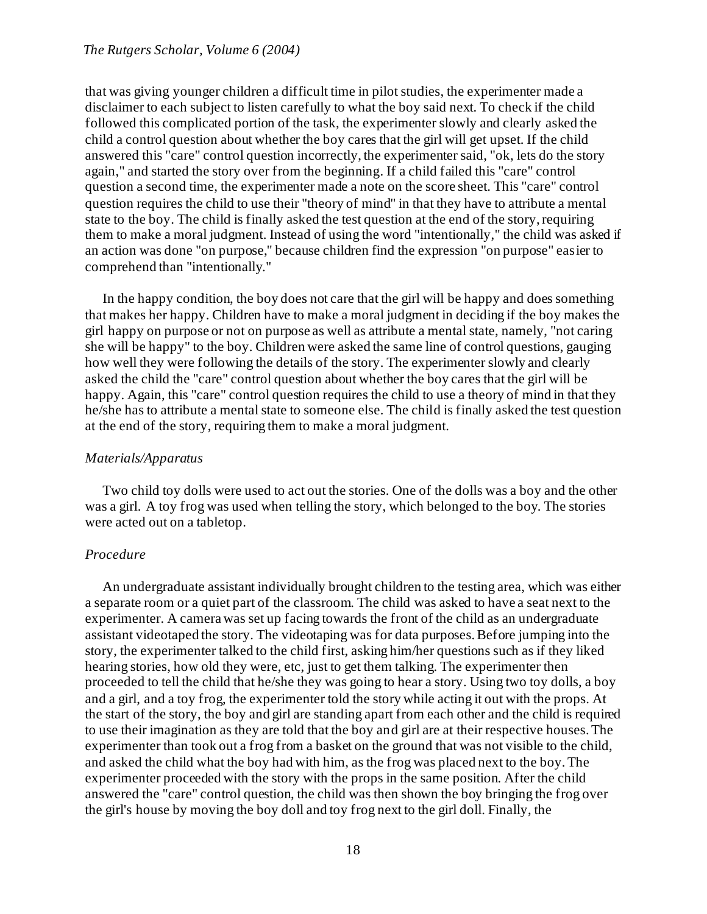that was giving younger children a difficult time in pilot studies, the experimenter made a disclaimer to each subject to listen carefully to what the boy said next. To check if the child followed this complicated portion of the task, the experimenter slowly and clearly asked the child a control question about whether the boy cares that the girl will get upset. If the child answered this "care" control question incorrectly, the experimenter said, "ok, lets do the story again," and started the story over from the beginning. If a child failed this "care" control question a second time, the experimenter made a note on the score sheet. This "care" control question requires the child to use their "theory of mind" in that they have to attribute a mental state to the boy. The child is finally asked the test question at the end of the story, requiring them to make a moral judgment. Instead of using the word "intentionally," the child was asked if an action was done "on purpose," because children find the expression "on purpose" easier to comprehend than "intentionally."

In the happy condition, the boy does not care that the girl will be happy and does something that makes her happy. Children have to make a moral judgment in deciding if the boy makes the girl happy on purpose or not on purpose as well as attribute a mental state, namely, "not caring she will be happy" to the boy. Children were asked the same line of control questions, gauging how well they were following the details of the story. The experimenter slowly and clearly asked the child the "care" control question about whether the boy cares that the girl will be happy. Again, this "care" control question requires the child to use a theory of mind in that they he/she has to attribute a mental state to someone else. The child is finally asked the test question at the end of the story, requiring them to make a moral judgment.

*Materials/Apparatus*

Two child toy dolls were used to act out the stories. One of the dolls was a boy and the other was a girl. A toy frog was used when telling the story, which belonged to the boy. The stories were acted out on a tabletop.

*Procedure*

An undergraduate assistant individually brought children to the testing area, which was either a separate room or a quiet part of the classroom. The child was asked to have a seat next to the experimenter. A camera was set up facing towards the front of the child as an undergraduate assistant videotaped the story. The videotaping was for data purposes. Before jumping into the story, the experimenter talked to the child first, asking him/her questions such as if they liked hearing stories, how old they were, etc, just to get them talking. The experimenter then proceeded to tell the child that he/she they was going to hear a story. Using two toy dolls, a boy and a girl, and a toy frog, the experimenter told the story while acting it out with the props. At the start of the story, the boy and girl are standing apart from each other and the child is required to use their imagination as they are told that the boy and girl are at their respective houses. The experimenter than took out a frog from a basket on the ground that was not visible to the child, and asked the child what the boy had with him, as the frog was placed next to the boy. The experimenter proceeded with the story with the props in the same position. After the child answered the "care" control question, the child was then shown the boy bringing the frog over the girl's house by moving the boy doll and toy frog next to the girl doll. Finally, the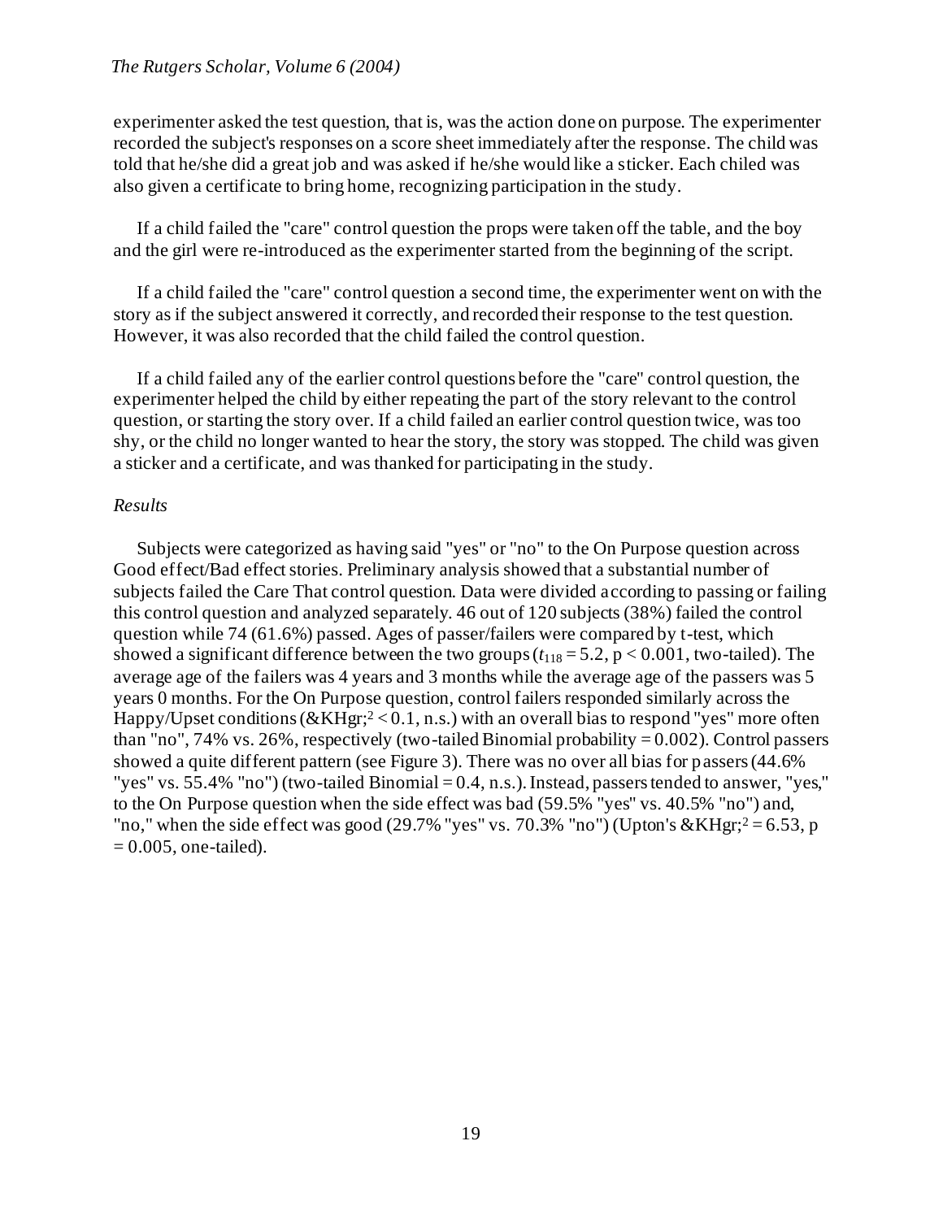experimenter asked the test question, that is, was the action done on purpose. The experimenter recorded the subject's responses on a score sheet immediately after the response. The child was told that he/she did a great job and was asked if he/she would like a sticker. Each chiled was also given a certificate to bring home, recognizing participation in the study.

If a child failed the "care" control question the props were taken off the table, and the boy and the girl were re-introduced as the experimenter started from the beginning of the script.

If a child failed the "care" control question a second time, the experimenter went on with the story as if the subject answered it correctly, and recorded their response to the test question. However, it was also recorded that the child failed the control question.

If a child failed any of the earlier control questions before the "care" control question, the experimenter helped the child by either repeating the part of the story relevant to the control question, or starting the story over. If a child failed an earlier control question twice, was too shy, or the child no longer wanted to hear the story, the story was stopped. The child was given a sticker and a certificate, and was thanked for participating in the study.

*Results*

Subjects were categorized as having said "yes" or "no" to the On Purpose question across Good effect/Bad effect stories. Preliminary analysis showed that a substantial number of subjects failed the Care That control question. Data were divided according to passing or failing this control question and analyzed separately. 46 out of 120 subjects (38%) failed the control question while 74 (61.6%) passed. Ages of passer/failers were compared by t-test, which showed a significant difference between the two groups ($t_{118} = 5.2$, $p < 0.001$, two-tailed). The average age of the failers was 4 years and 3 months while the average age of the passers was 5 years 0 months. For the On Purpose question, control failers responded similarly across the Happy/Upset conditions (&KHgr;$^2 < 0.1$, n.s.) with an overall bias to respond "yes" more often than "no", 74% vs. 26%, respectively (two-tailed Binomial probability = 0.002). Control passers showed a quite different pattern (see Figure 3). There was no over all bias for passers (44.6% "yes" vs. 55.4% "no") (two-tailed Binomial = 0.4, n.s.). Instead, passers tended to answer, "yes," to the On Purpose question when the side effect was bad (59.5% "yes" vs. 40.5% "no") and, "no," when the side effect was good (29.7% "yes" vs. 70.3% "no") (Upton's &KHgr;$^2 = 6.53$, $p = 0.005$, one-tailed).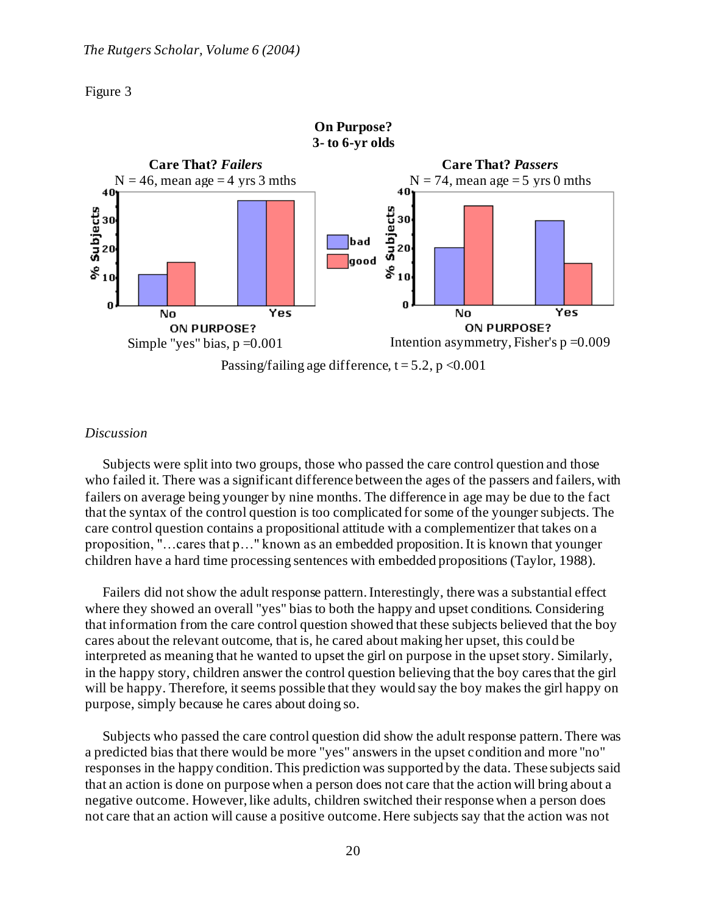Figure 3

**On Purpose?**
**3- to 6-yr olds**

**Care That? *Failers***
N = 46, mean age = 4 yrs 3 mths

Simple "yes" bias, $p = 0.001$

**Care That? *Passers***
N = 74, mean age = 5 yrs 0 mths

Intention asymmetry, Fisher's $p = 0.009$

Passing/failing age difference, $t = 5.2$, $p < 0.001$

*Discussion*

Subjects were split into two groups, those who passed the care control question and those who failed it. There was a significant difference between the ages of the passers and failers, with failers on average being younger by nine months. The difference in age may be due to the fact that the syntax of the control question is too complicated for some of the younger subjects. The care control question contains a propositional attitude with a complementizer that takes on a proposition, "…cares that p…" known as an embedded proposition. It is known that younger children have a hard time processing sentences with embedded propositions (Taylor, 1988).

Failers did not show the adult response pattern. Interestingly, there was a substantial effect where they showed an overall "yes" bias to both the happy and upset conditions. Considering that information from the care control question showed that these subjects believed that the boy cares about the relevant outcome, that is, he cared about making her upset, this could be interpreted as meaning that he wanted to upset the girl on purpose in the upset story. Similarly, in the happy story, children answer the control question believing that the boy cares that the girl will be happy. Therefore, it seems possible that they would say the boy makes the girl happy on purpose, simply because he cares about doing so.

Subjects who passed the care control question did show the adult response pattern. There was a predicted bias that there would be more "yes" answers in the upset condition and more "no" responses in the happy condition. This prediction was supported by the data. These subjects said that an action is done on purpose when a person does not care that the action will bring about a negative outcome. However, like adults, children switched their response when a person does not care that an action will cause a positive outcome. Here subjects say that the action was not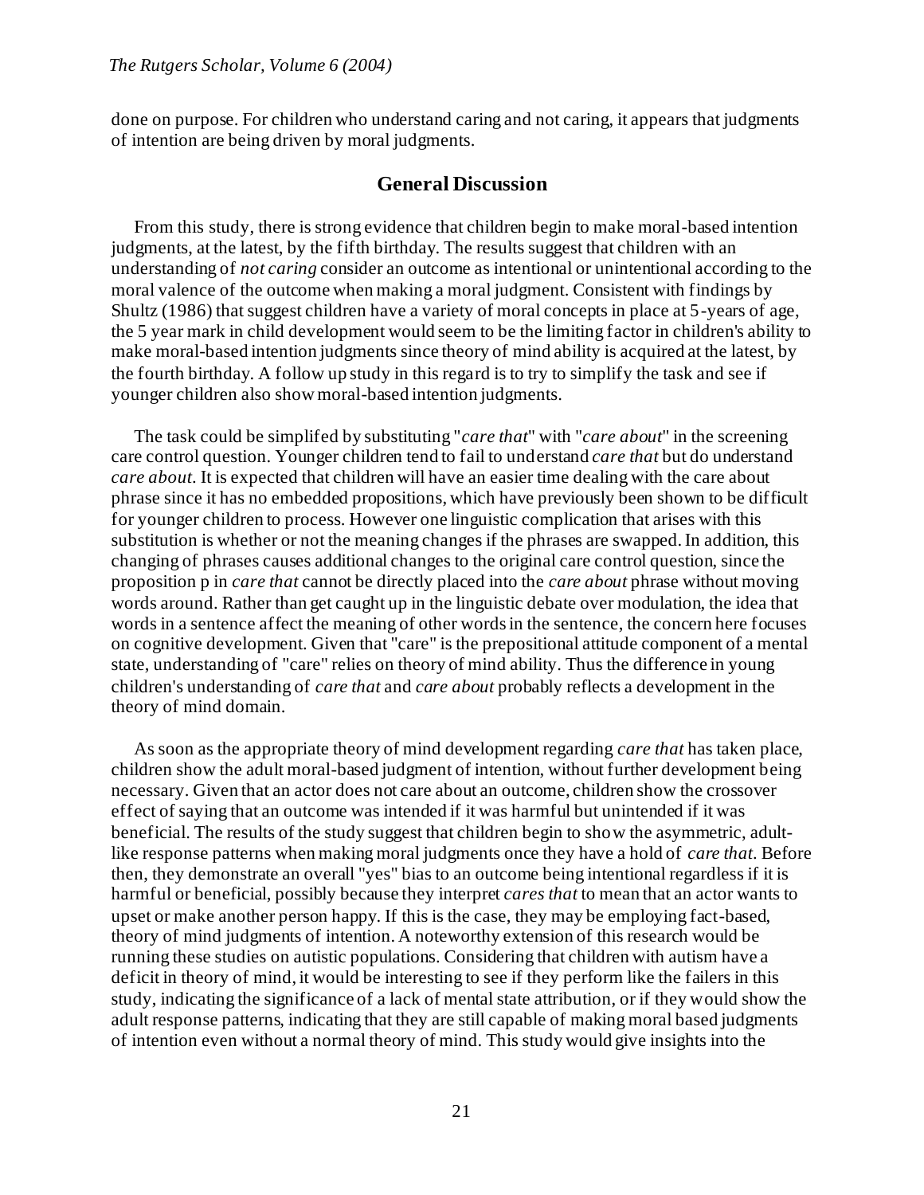done on purpose. For children who understand caring and not caring, it appears that judgments of intention are being driven by moral judgments.

## General Discussion

From this study, there is strong evidence that children begin to make moral-based intention judgments, at the latest, by the fifth birthday. The results suggest that children with an understanding of *not caring* consider an outcome as intentional or unintentional according to the moral valence of the outcome when making a moral judgment. Consistent with findings by Shultz (1986) that suggest children have a variety of moral concepts in place at 5-years of age, the 5 year mark in child development would seem to be the limiting factor in children's ability to make moral-based intention judgments since theory of mind ability is acquired at the latest, by the fourth birthday. A follow up study in this regard is to try to simplify the task and see if younger children also show moral-based intention judgments.

The task could be simplifed by substituting "*care that*" with "*care about*" in the screening care control question. Younger children tend to fail to understand *care that* but do understand *care about*. It is expected that children will have an easier time dealing with the care about phrase since it has no embedded propositions, which have previously been shown to be difficult for younger children to process. However one linguistic complication that arises with this substitution is whether or not the meaning changes if the phrases are swapped. In addition, this changing of phrases causes additional changes to the original care control question, since the proposition p in *care that* cannot be directly placed into the *care about* phrase without moving words around. Rather than get caught up in the linguistic debate over modulation, the idea that words in a sentence affect the meaning of other words in the sentence, the concern here focuses on cognitive development. Given that "care" is the prepositional attitude component of a mental state, understanding of "care" relies on theory of mind ability. Thus the difference in young children's understanding of *care that* and *care about* probably reflects a development in the theory of mind domain.

As soon as the appropriate theory of mind development regarding *care that* has taken place, children show the adult moral-based judgment of intention, without further development being necessary. Given that an actor does not care about an outcome, children show the crossover effect of saying that an outcome was intended if it was harmful but unintended if it was beneficial. The results of the study suggest that children begin to show the asymmetric, adult-like response patterns when making moral judgments once they have a hold of *care that*. Before then, they demonstrate an overall "yes" bias to an outcome being intentional regardless if it is harmful or beneficial, possibly because they interpret *cares that* to mean that an actor wants to upset or make another person happy. If this is the case, they may be employing fact-based, theory of mind judgments of intention. A noteworthy extension of this research would be running these studies on autistic populations. Considering that children with autism have a deficit in theory of mind, it would be interesting to see if they perform like the failers in this study, indicating the significance of a lack of mental state attribution, or if they would show the adult response patterns, indicating that they are still capable of making moral based judgments of intention even without a normal theory of mind. This study would give insights into the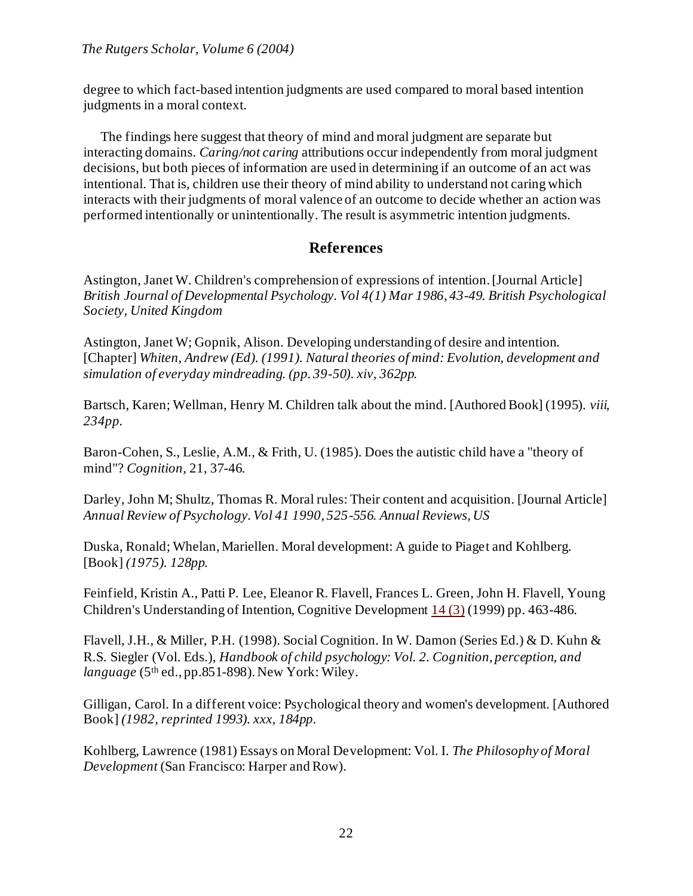degree to which fact-based intention judgments are used compared to moral based intention judgments in a moral context.

The findings here suggest that theory of mind and moral judgment are separate but interacting domains. *Caring/not caring* attributions occur independently from moral judgment decisions, but both pieces of information are used in determining if an outcome of an act was intentional. That is, children use their theory of mind ability to understand not caring which interacts with their judgments of moral valence of an outcome to decide whether an action was performed intentionally or unintentionally. The result is asymmetric intention judgments.

## References

Astington, Janet W. Children's comprehension of expressions of intention. [Journal Article] *British Journal of Developmental Psychology. Vol 4(1) Mar 1986, 43-49. British Psychological Society, United Kingdom*

Astington, Janet W; Gopnik, Alison. Developing understanding of desire and intention. [Chapter] *Whiten, Andrew (Ed). (1991). Natural theories of mind: Evolution, development and simulation of everyday mindreading. (pp. 39-50). xiv, 362pp.*

Bartsch, Karen; Wellman, Henry M. Children talk about the mind. [Authored Book] (1995). *viii, 234pp.*

Baron-Cohen, S., Leslie, A.M., & Frith, U. (1985). Does the autistic child have a "theory of mind"? *Cognition*, 21, 37-46.

Darley, John M; Shultz, Thomas R. Moral rules: Their content and acquisition. [Journal Article] *Annual Review of Psychology. Vol 41 1990, 525-556. Annual Reviews, US*

Duska, Ronald; Whelan, Mariellen. Moral development: A guide to Piaget and Kohlberg. [Book] *(1975). 128pp.*

Feinfield, Kristin A., Patti P. Lee, Eleanor R. Flavell, Frances L. Green, John H. Flavell, Young Children's Understanding of Intention, Cognitive Development 14 (3) (1999) pp. 463-486.

Flavell, J.H., & Miller, P.H. (1998). Social Cognition. In W. Damon (Series Ed.) & D. Kuhn & R.S. Siegler (Vol. Eds.), *Handbook of child psychology: Vol. 2. Cognition, perception, and language* (5th ed., pp.851-898). New York: Wiley.

Gilligan, Carol. In a different voice: Psychological theory and women's development. [Authored Book] *(1982, reprinted 1993). xxx, 184pp.*

Kohlberg, Lawrence (1981) Essays on Moral Development: Vol. I. *The Philosophy of Moral Development* (San Francisco: Harper and Row).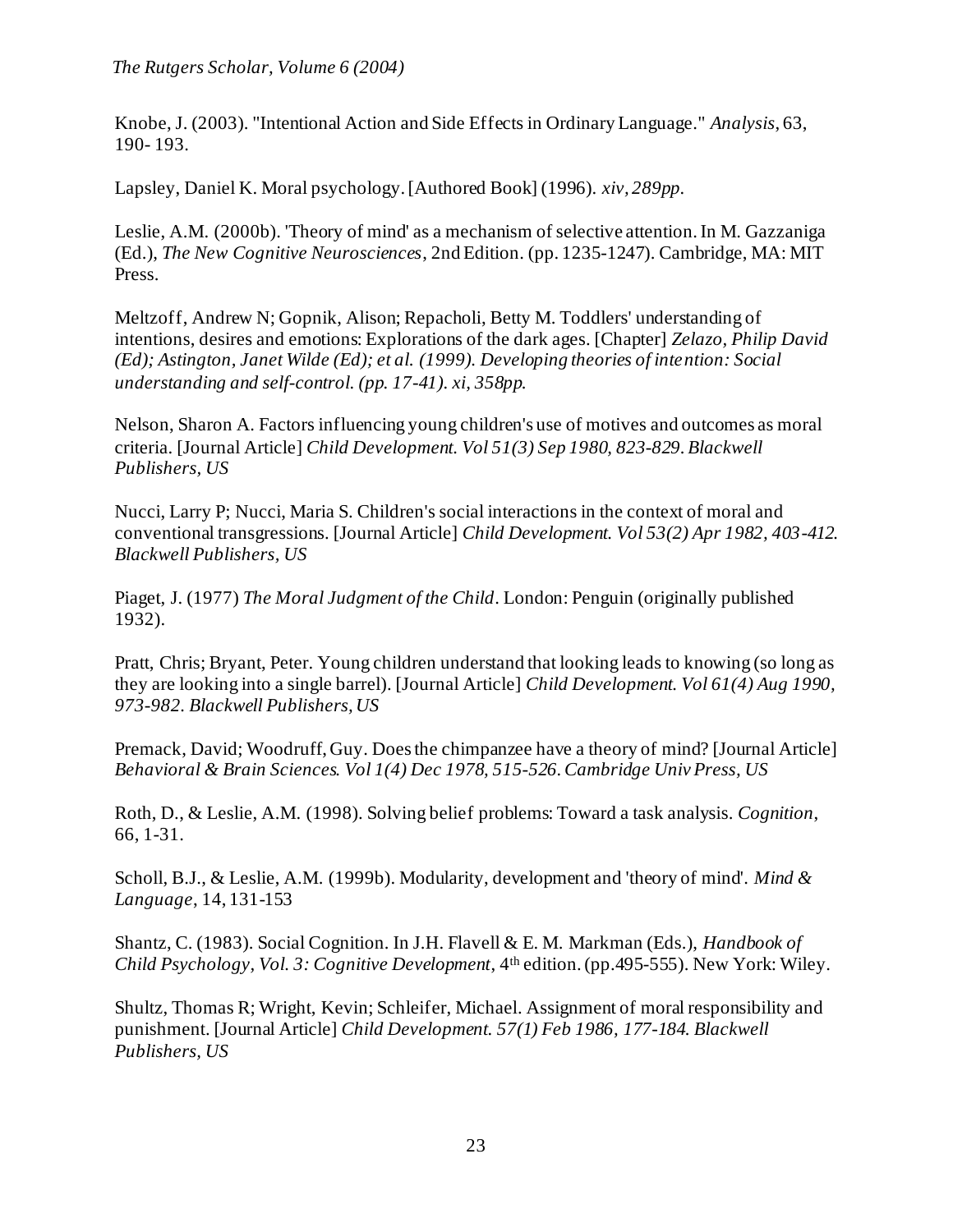Knobe, J. (2003). "Intentional Action and Side Effects in Ordinary Language." *Analysis*, 63, 190- 193.

Lapsley, Daniel K. Moral psychology. [Authored Book] (1996). *xiv, 289pp.*

Leslie, A.M. (2000b). 'Theory of mind' as a mechanism of selective attention. In M. Gazzaniga (Ed.), *The New Cognitive Neurosciences*, 2nd Edition. (pp. 1235-1247). Cambridge, MA: MIT Press.

Meltzoff, Andrew N; Gopnik, Alison; Repacholi, Betty M. Toddlers' understanding of intentions, desires and emotions: Explorations of the dark ages. [Chapter] *Zelazo, Philip David (Ed); Astington, Janet Wilde (Ed); et al. (1999). Developing theories of intention: Social understanding and self-control. (pp. 17-41). xi, 358pp.*

Nelson, Sharon A. Factors influencing young children's use of motives and outcomes as moral criteria. [Journal Article] *Child Development. Vol 51(3) Sep 1980, 823-829. Blackwell Publishers, US*

Nucci, Larry P; Nucci, Maria S. Children's social interactions in the context of moral and conventional transgressions. [Journal Article] *Child Development. Vol 53(2) Apr 1982, 403-412. Blackwell Publishers, US*

Piaget, J. (1977) *The Moral Judgment of the Child*. London: Penguin (originally published 1932).

Pratt, Chris; Bryant, Peter. Young children understand that looking leads to knowing (so long as they are looking into a single barrel). [Journal Article] *Child Development. Vol 61(4) Aug 1990, 973-982. Blackwell Publishers, US*

Premack, David; Woodruff, Guy. Does the chimpanzee have a theory of mind? [Journal Article] *Behavioral & Brain Sciences. Vol 1(4) Dec 1978, 515-526. Cambridge Univ Press, US*

Roth, D., & Leslie, A.M. (1998). Solving belief problems: Toward a task analysis. *Cognition*, 66, 1-31.

Scholl, B.J., & Leslie, A.M. (1999b). Modularity, development and 'theory of mind'. *Mind & Language*, 14, 131-153

Shantz, C. (1983). Social Cognition. In J.H. Flavell & E. M. Markman (Eds.), *Handbook of Child Psychology, Vol. 3: Cognitive Development*, 4th edition. (pp.495-555). New York: Wiley.

Shultz, Thomas R; Wright, Kevin; Schleifer, Michael. Assignment of moral responsibility and punishment. [Journal Article] *Child Development. 57(1) Feb 1986, 177-184. Blackwell Publishers, US*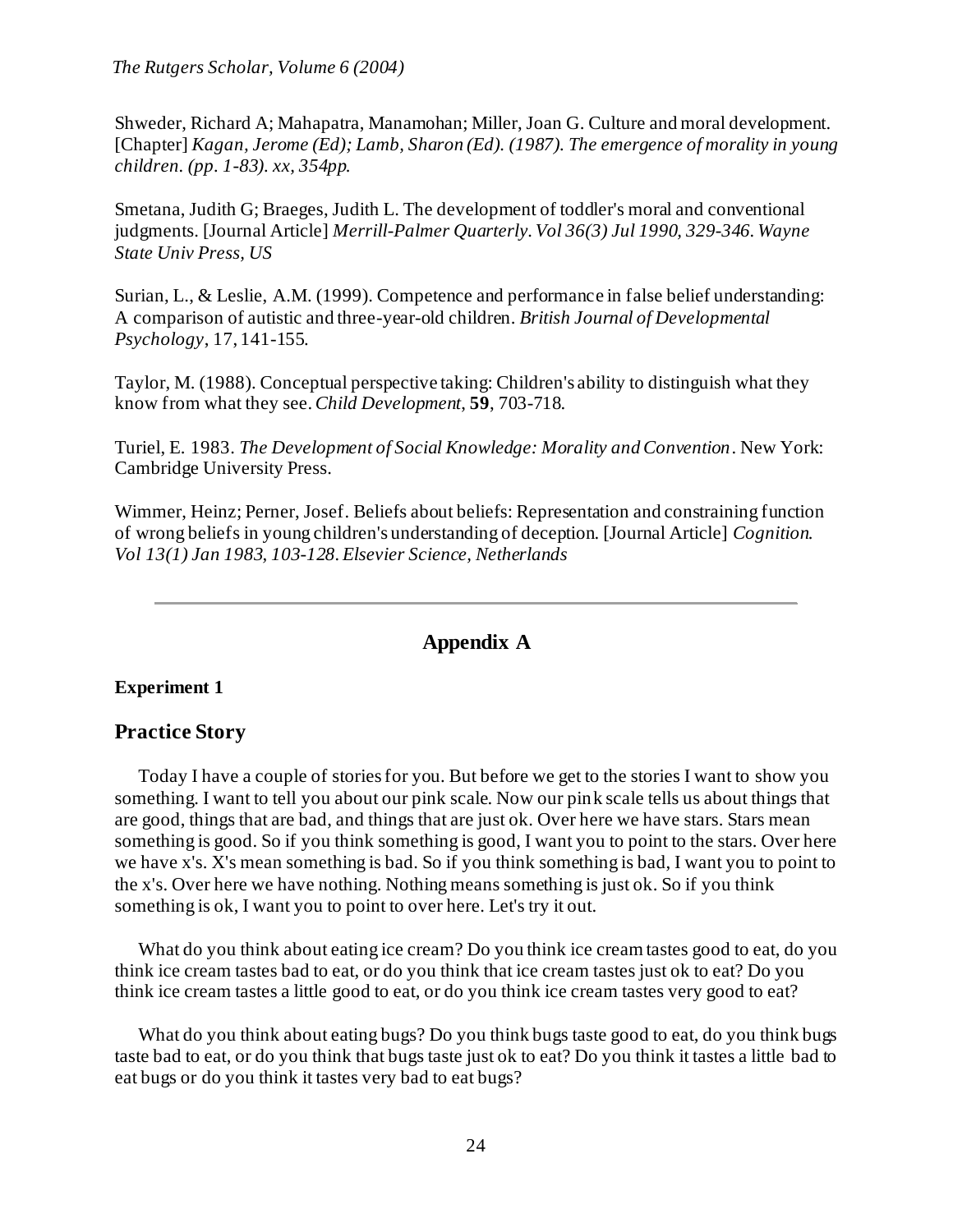Shweder, Richard A; Mahapatra, Manamohan; Miller, Joan G. Culture and moral development. [Chapter] *Kagan, Jerome (Ed); Lamb, Sharon (Ed). (1987). The emergence of morality in young children. (pp. 1-83). xx, 354pp.*

Smetana, Judith G; Braeges, Judith L. The development of toddler's moral and conventional judgments. [Journal Article] *Merrill-Palmer Quarterly. Vol 36(3) Jul 1990, 329-346. Wayne State Univ Press, US*

Surian, L., & Leslie, A.M. (1999). Competence and performance in false belief understanding: A comparison of autistic and three-year-old children. *British Journal of Developmental Psychology*, 17, 141-155.

Taylor, M. (1988). Conceptual perspective taking: Children's ability to distinguish what they know from what they see. *Child Development*, **59**, 703-718.

Turiel, E. 1983. *The Development of Social Knowledge: Morality and Convention*. New York: Cambridge University Press.

Wimmer, Heinz; Perner, Josef. Beliefs about beliefs: Representation and constraining function of wrong beliefs in young children's understanding of deception. [Journal Article] *Cognition. Vol 13(1) Jan 1983, 103-128. Elsevier Science, Netherlands*

---

## Appendix A

**Experiment 1**

### Practice Story

Today I have a couple of stories for you. But before we get to the stories I want to show you something. I want to tell you about our pink scale. Now our pink scale tells us about things that are good, things that are bad, and things that are just ok. Over here we have stars. Stars mean something is good. So if you think something is good, I want you to point to the stars. Over here we have x's. X's mean something is bad. So if you think something is bad, I want you to point to the x's. Over here we have nothing. Nothing means something is just ok. So if you think something is ok, I want you to point to over here. Let's try it out.

What do you think about eating ice cream? Do you think ice cream tastes good to eat, do you think ice cream tastes bad to eat, or do you think that ice cream tastes just ok to eat? Do you think ice cream tastes a little good to eat, or do you think ice cream tastes very good to eat?

What do you think about eating bugs? Do you think bugs taste good to eat, do you think bugs taste bad to eat, or do you think that bugs taste just ok to eat? Do you think it tastes a little bad to eat bugs or do you think it tastes very bad to eat bugs?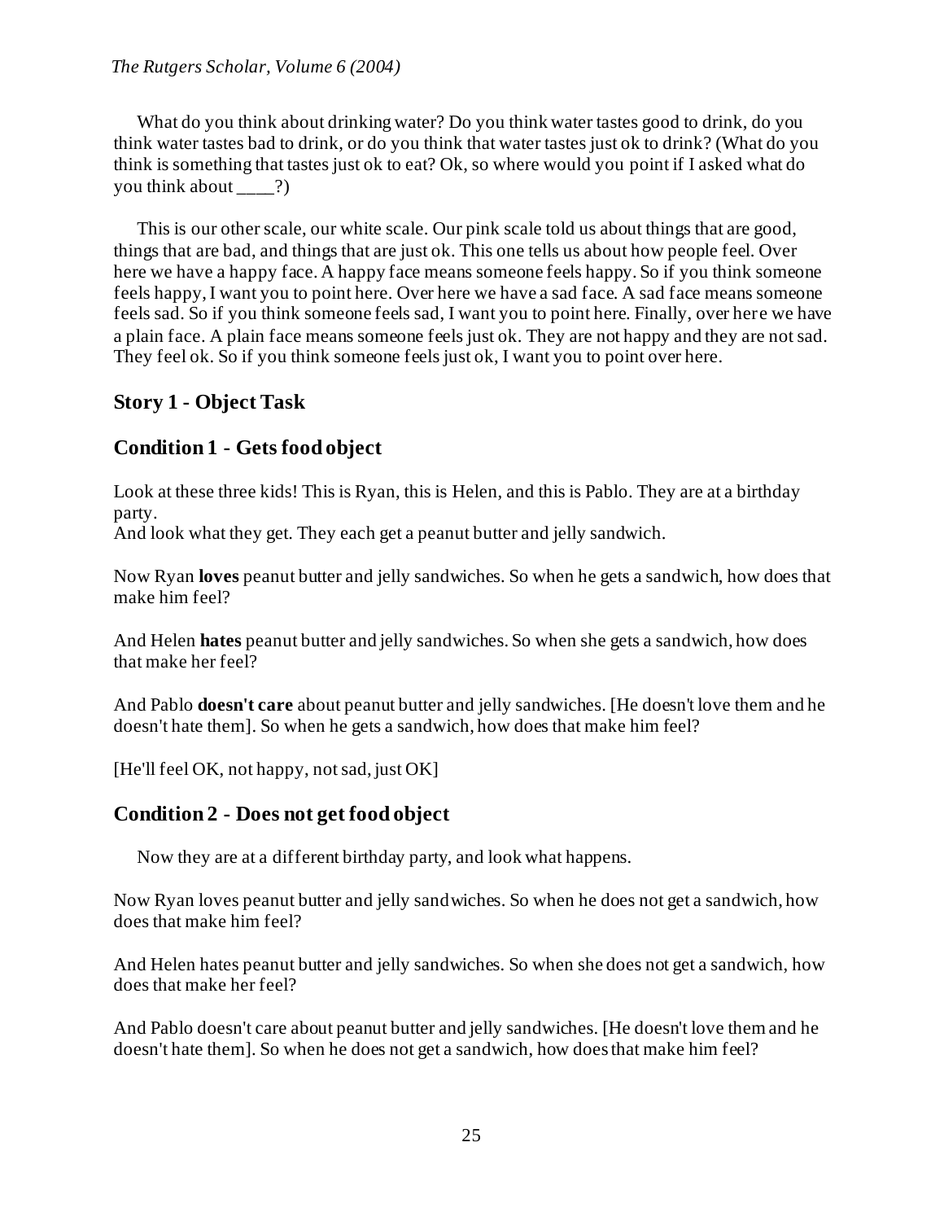What do you think about drinking water? Do you think water tastes good to drink, do you think water tastes bad to drink, or do you think that water tastes just ok to drink? (What do you think is something that tastes just ok to eat? Ok, so where would you point if I asked what do you think about ____?)

This is our other scale, our white scale. Our pink scale told us about things that are good, things that are bad, and things that are just ok. This one tells us about how people feel. Over here we have a happy face. A happy face means someone feels happy. So if you think someone feels happy, I want you to point here. Over here we have a sad face. A sad face means someone feels sad. So if you think someone feels sad, I want you to point here. Finally, over here we have a plain face. A plain face means someone feels just ok. They are not happy and they are not sad. They feel ok. So if you think someone feels just ok, I want you to point over here.

## Story 1 - Object Task

## Condition 1 - Gets food object

Look at these three kids! This is Ryan, this is Helen, and this is Pablo. They are at a birthday party.
And look what they get. They each get a peanut butter and jelly sandwich.

Now Ryan **loves** peanut butter and jelly sandwiches. So when he gets a sandwich, how does that make him feel?

And Helen **hates** peanut butter and jelly sandwiches. So when she gets a sandwich, how does that make her feel?

And Pablo **doesn't care** about peanut butter and jelly sandwiches. [He doesn't love them and he doesn't hate them]. So when he gets a sandwich, how does that make him feel?

[He'll feel OK, not happy, not sad, just OK]

## Condition 2 - Does not get food object

Now they are at a different birthday party, and look what happens.

Now Ryan loves peanut butter and jelly sandwiches. So when he does not get a sandwich, how does that make him feel?

And Helen hates peanut butter and jelly sandwiches. So when she does not get a sandwich, how does that make her feel?

And Pablo doesn't care about peanut butter and jelly sandwiches. [He doesn't love them and he doesn't hate them]. So when he does not get a sandwich, how does that make him feel?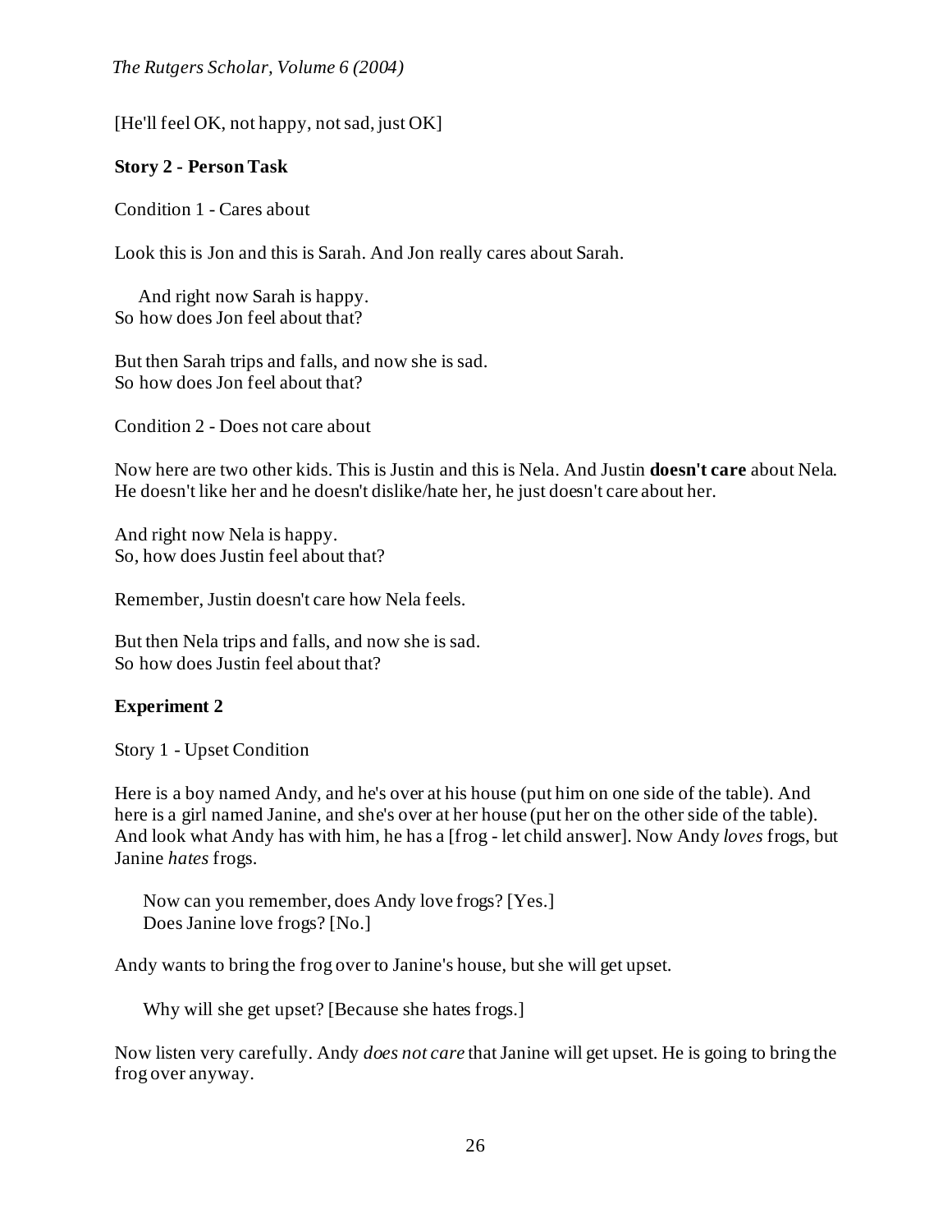[He'll feel OK, not happy, not sad, just OK]

**Story 2 - Person Task**

Condition 1 - Cares about

Look this is Jon and this is Sarah. And Jon really cares about Sarah.

And right now Sarah is happy.
So how does Jon feel about that?

But then Sarah trips and falls, and now she is sad.
So how does Jon feel about that?

Condition 2 - Does not care about

Now here are two other kids. This is Justin and this is Nela. And Justin **doesn't care** about Nela. He doesn't like her and he doesn't dislike/hate her, he just doesn't care about her.

And right now Nela is happy.
So, how does Justin feel about that?

Remember, Justin doesn't care how Nela feels.

But then Nela trips and falls, and now she is sad.
So how does Justin feel about that?

### Experiment 2

Story 1 - Upset Condition

Here is a boy named Andy, and he's over at his house (put him on one side of the table). And here is a girl named Janine, and she's over at her house (put her on the other side of the table). And look what Andy has with him, he has a [frog - let child answer]. Now Andy *loves* frogs, but Janine *hates* frogs.

Now can you remember, does Andy love frogs? [Yes.]
Does Janine love frogs? [No.]

Andy wants to bring the frog over to Janine's house, but she will get upset.

Why will she get upset? [Because she hates frogs.]

Now listen very carefully. Andy *does not care* that Janine will get upset. He is going to bring the frog over anyway.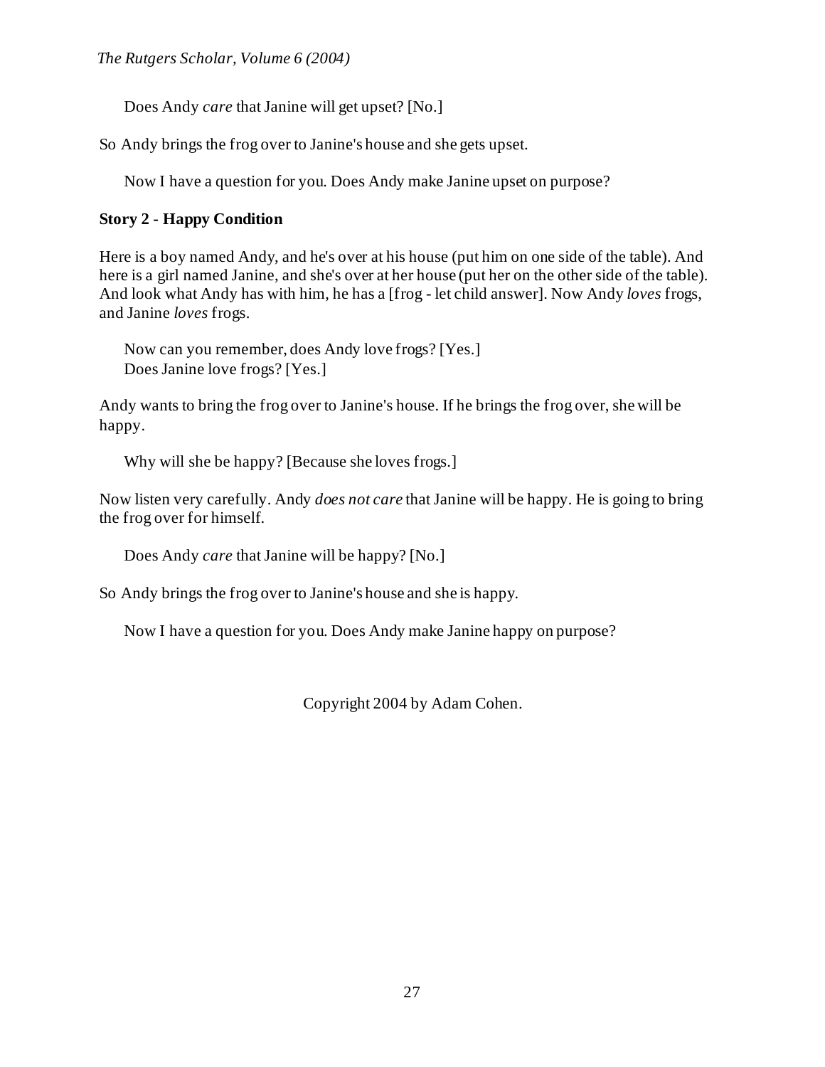Does Andy *care* that Janine will get upset? [No.]

So Andy brings the frog over to Janine's house and she gets upset.

Now I have a question for you. Does Andy make Janine upset on purpose?

**Story 2 - Happy Condition**

Here is a boy named Andy, and he's over at his house (put him on one side of the table). And here is a girl named Janine, and she's over at her house (put her on the other side of the table). And look what Andy has with him, he has a [frog - let child answer]. Now Andy *loves* frogs, and Janine *loves* frogs.

Now can you remember, does Andy love frogs? [Yes.]
Does Janine love frogs? [Yes.]

Andy wants to bring the frog over to Janine's house. If he brings the frog over, she will be happy.

Why will she be happy? [Because she loves frogs.]

Now listen very carefully. Andy *does not care* that Janine will be happy. He is going to bring the frog over for himself.

Does Andy *care* that Janine will be happy? [No.]

So Andy brings the frog over to Janine's house and she is happy.

Now I have a question for you. Does Andy make Janine happy on purpose?

Copyright 2004 by Adam Cohen.